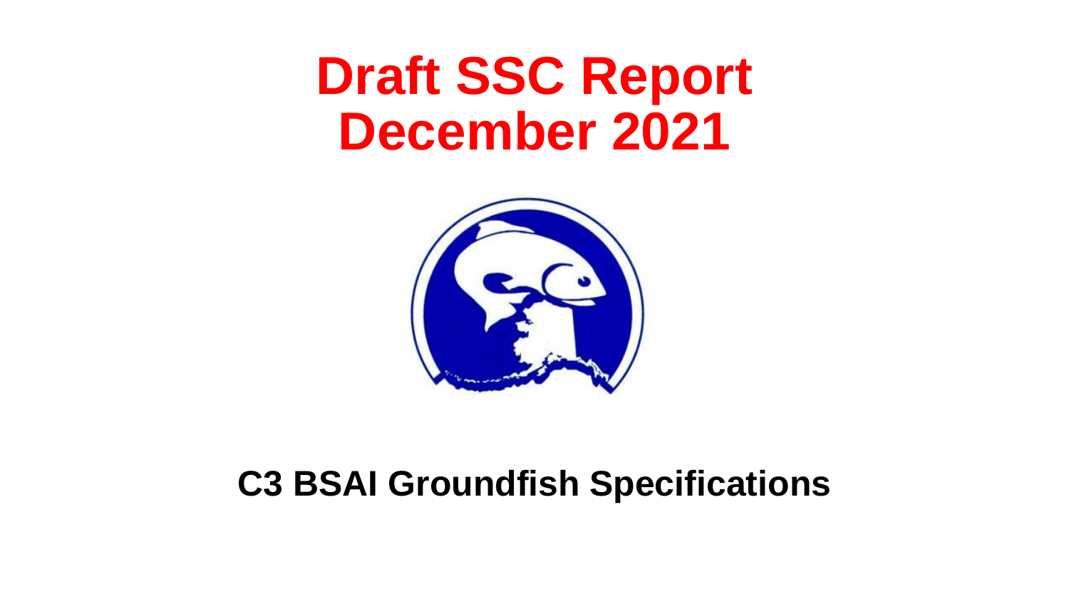# Draft SSC Report December 2021

## C3 BSAI Groundfish Specifications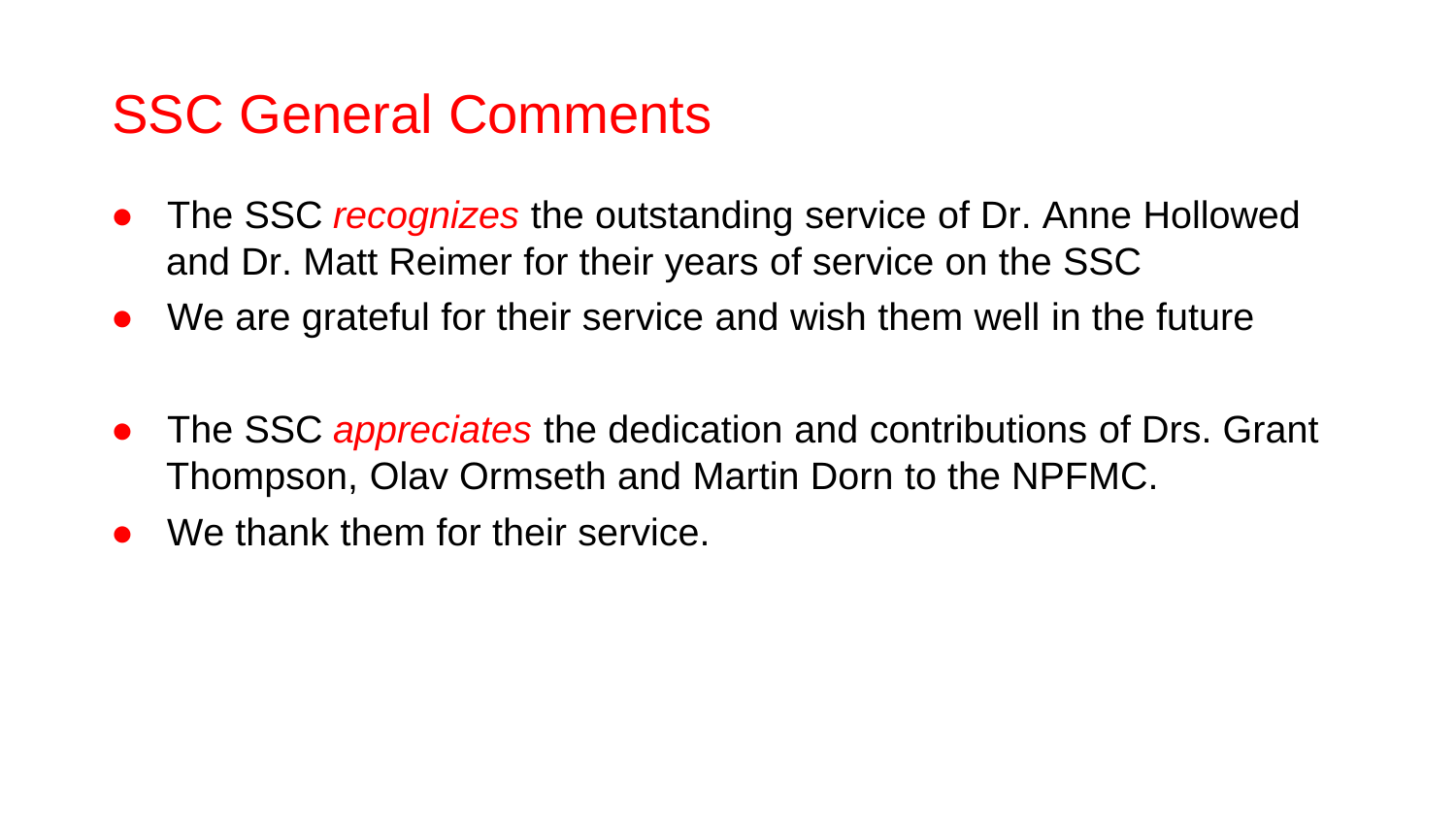# SSC General Comments

- The SSC *recognizes* the outstanding service of Dr. Anne Hollowed and Dr. Matt Reimer for their years of service on the SSC
- We are grateful for their service and wish them well in the future

- The SSC *appreciates* the dedication and contributions of Drs. Grant Thompson, Olav Ormseth and Martin Dorn to the NPFMC.
- We thank them for their service.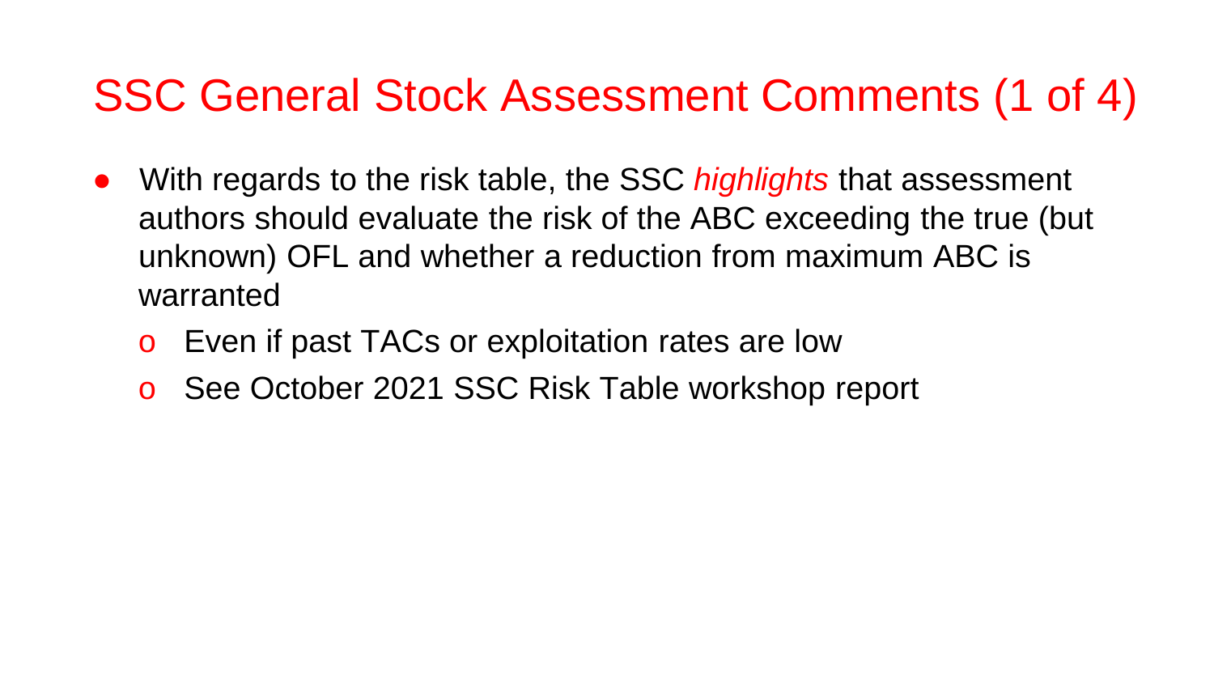# SSC General Stock Assessment Comments (1 of 4)

- With regards to the risk table, the SSC *highlights* that assessment authors should evaluate the risk of the ABC exceeding the true (but unknown) OFL and whether a reduction from maximum ABC is warranted
    - Even if past TACs or exploitation rates are low
    - See October 2021 SSC Risk Table workshop report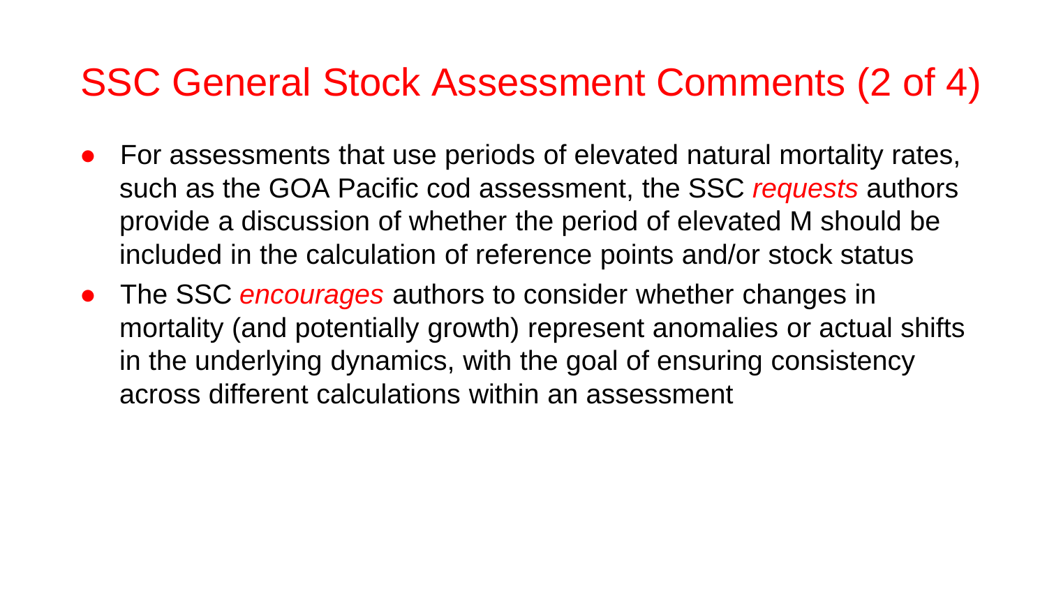# SSC General Stock Assessment Comments (2 of 4)

- For assessments that use periods of elevated natural mortality rates, such as the GOA Pacific cod assessment, the SSC *requests* authors provide a discussion of whether the period of elevated M should be included in the calculation of reference points and/or stock status
- The SSC *encourages* authors to consider whether changes in mortality (and potentially growth) represent anomalies or actual shifts in the underlying dynamics, with the goal of ensuring consistency across different calculations within an assessment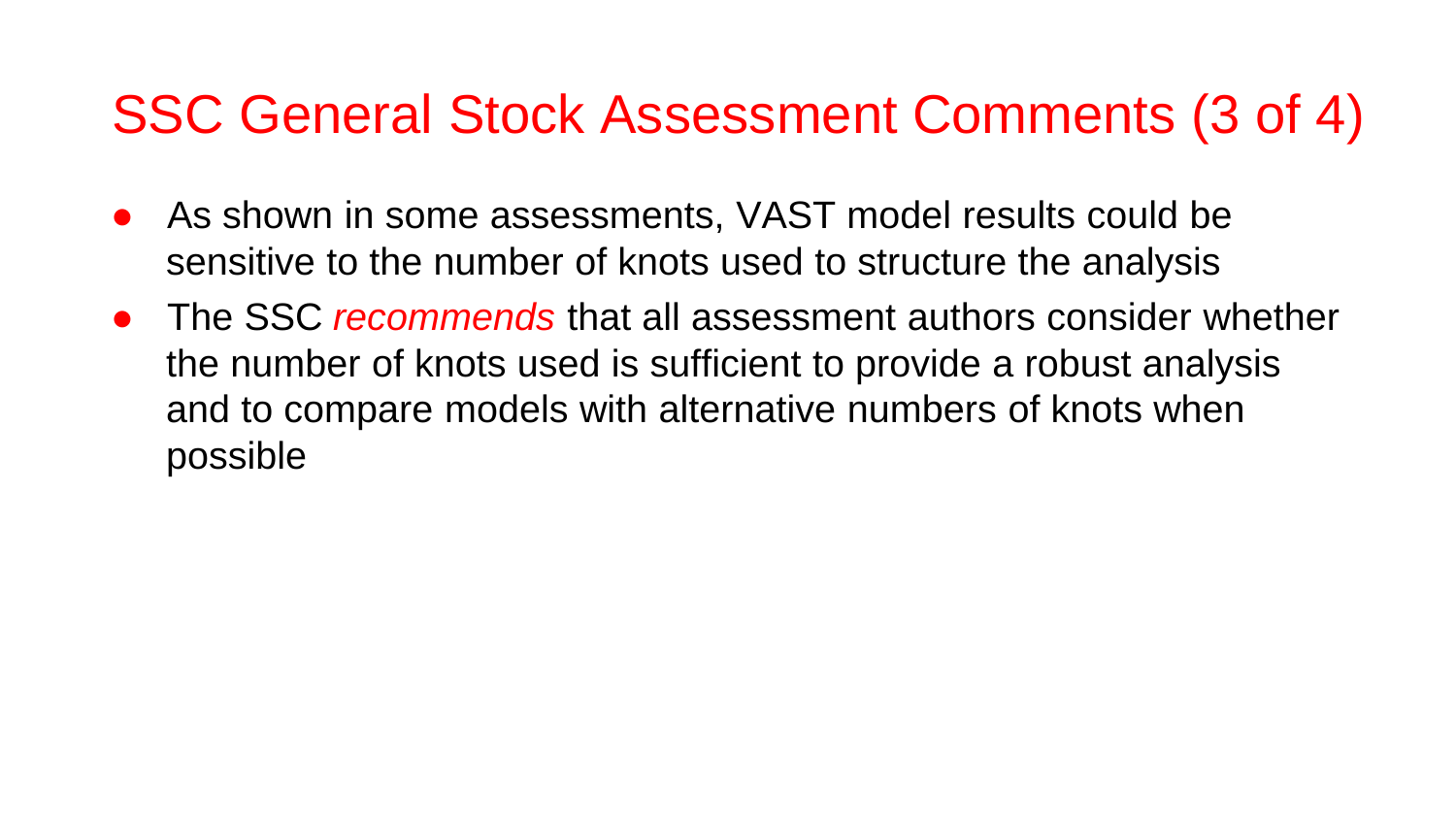# SSC General Stock Assessment Comments (3 of 4)

- As shown in some assessments, VAST model results could be sensitive to the number of knots used to structure the analysis
- The SSC *recommends* that all assessment authors consider whether the number of knots used is sufficient to provide a robust analysis and to compare models with alternative numbers of knots when possible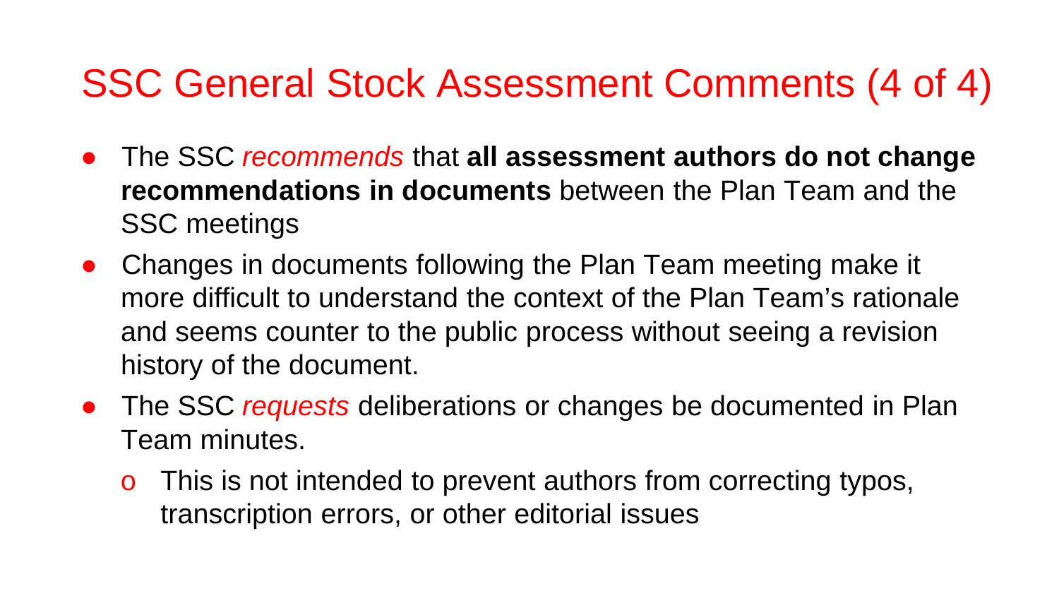# SSC General Stock Assessment Comments (4 of 4)

- The SSC *recommends* that **all assessment authors do not change recommendations in documents** between the Plan Team and the SSC meetings
- Changes in documents following the Plan Team meeting make it more difficult to understand the context of the Plan Team's rationale and seems counter to the public process without seeing a revision history of the document.
- The SSC *requests* deliberations or changes be documented in Plan Team minutes.
  - This is not intended to prevent authors from correcting typos, transcription errors, or other editorial issues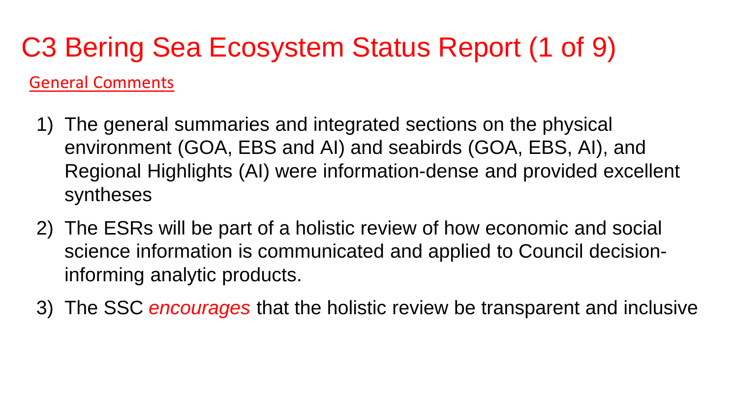# C3 Bering Sea Ecosystem Status Report (1 of 9)

General Comments

1) The general summaries and integrated sections on the physical environment (GOA, EBS and AI) and seabirds (GOA, EBS, AI), and Regional Highlights (AI) were information-dense and provided excellent syntheses
2) The ESRs will be part of a holistic review of how economic and social science information is communicated and applied to Council decision-informing analytic products.
3) The SSC *encourages* that the holistic review be transparent and inclusive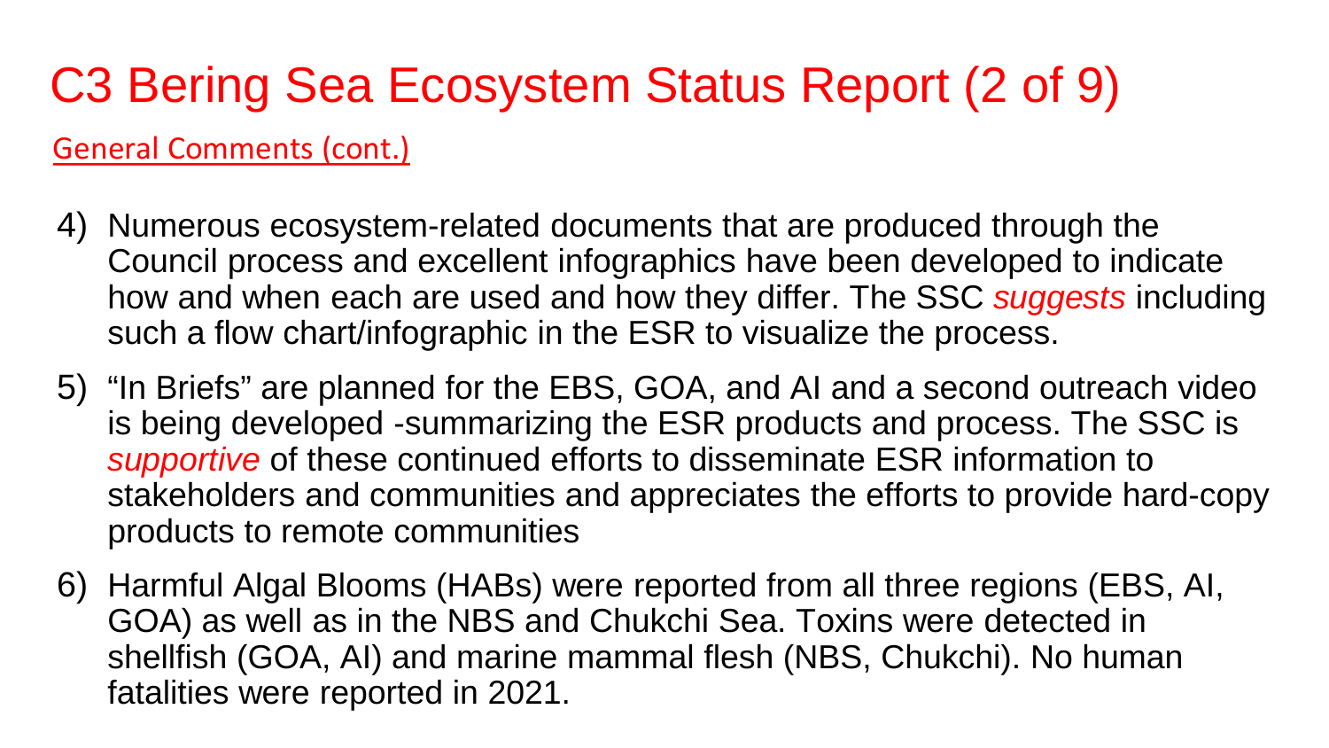# C3 Bering Sea Ecosystem Status Report (2 of 9)

General Comments (cont.)

4) Numerous ecosystem-related documents that are produced through the Council process and excellent infographics have been developed to indicate how and when each are used and how they differ. The SSC *suggests* including such a flow chart/infographic in the ESR to visualize the process.
5) "In Briefs" are planned for the EBS, GOA, and AI and a second outreach video is being developed -summarizing the ESR products and process. The SSC is *supportive* of these continued efforts to disseminate ESR information to stakeholders and communities and appreciates the efforts to provide hard-copy products to remote communities
6) Harmful Algal Blooms (HABs) were reported from all three regions (EBS, AI, GOA) as well as in the NBS and Chukchi Sea. Toxins were detected in shellfish (GOA, AI) and marine mammal flesh (NBS, Chukchi). No human fatalities were reported in 2021.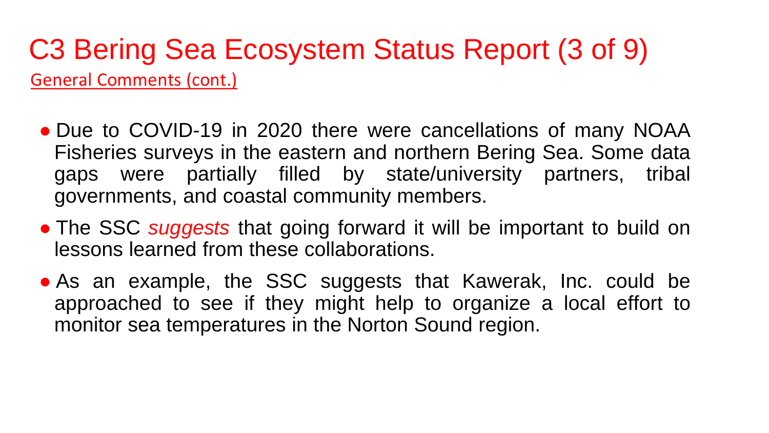# C3 Bering Sea Ecosystem Status Report (3 of 9)

General Comments (cont.)

- Due to COVID-19 in 2020 there were cancellations of many NOAA Fisheries surveys in the eastern and northern Bering Sea. Some data gaps were partially filled by state/university partners, tribal governments, and coastal community members.
- The SSC *suggests* that going forward it will be important to build on lessons learned from these collaborations.
- As an example, the SSC suggests that Kawerak, Inc. could be approached to see if they might help to organize a local effort to monitor sea temperatures in the Norton Sound region.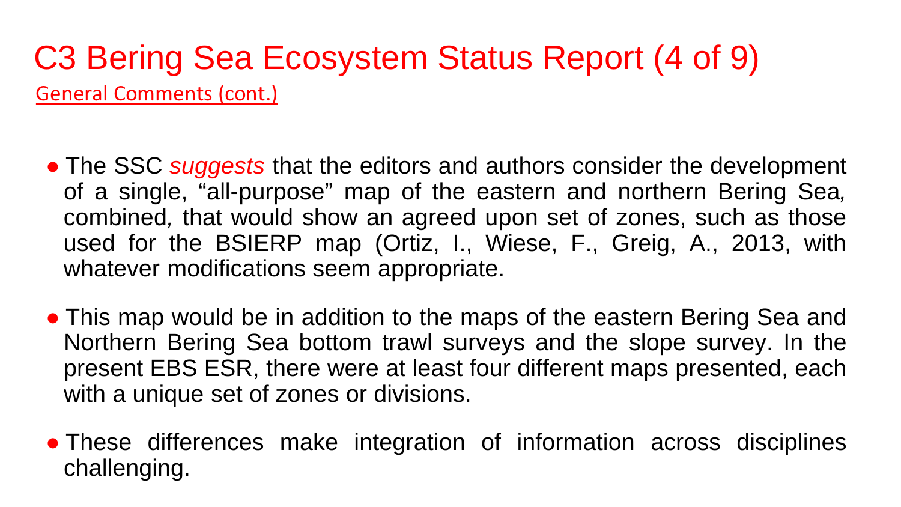# C3 Bering Sea Ecosystem Status Report (4 of 9)

General Comments (cont.)

- The SSC *suggests* that the editors and authors consider the development of a single, “all-purpose” map of the eastern and northern Bering Sea, combined, that would show an agreed upon set of zones, such as those used for the BSIERP map (Ortiz, I., Wiese, F., Greig, A., 2013, with whatever modifications seem appropriate.
- This map would be in addition to the maps of the eastern Bering Sea and Northern Bering Sea bottom trawl surveys and the slope survey. In the present EBS ESR, there were at least four different maps presented, each with a unique set of zones or divisions.
- These differences make integration of information across disciplines challenging.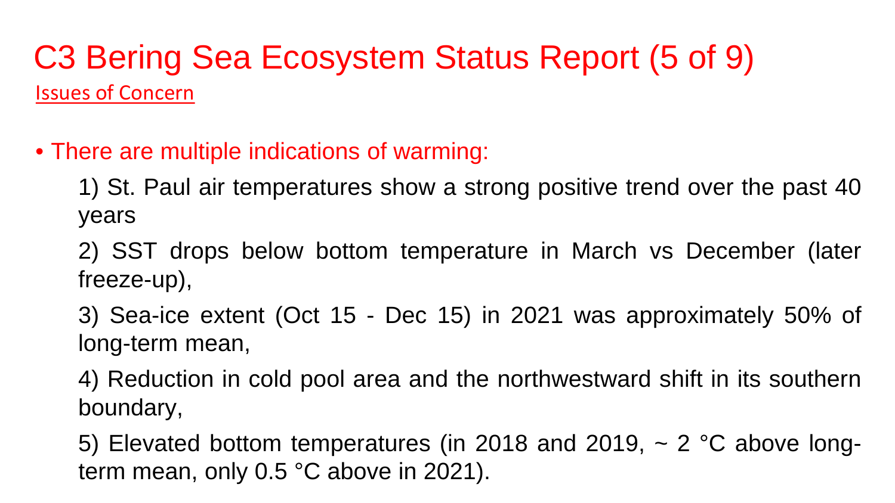# C3 Bering Sea Ecosystem Status Report (5 of 9)

Issues of Concern

- There are multiple indications of warming:

  1) St. Paul air temperatures show a strong positive trend over the past 40 years

  2) SST drops below bottom temperature in March vs December (later freeze-up),

  3) Sea-ice extent (Oct 15 - Dec 15) in 2021 was approximately 50% of long-term mean,

  4) Reduction in cold pool area and the northwestward shift in its southern boundary,

  5) Elevated bottom temperatures (in 2018 and 2019, ~ 2 °C above long-term mean, only 0.5 °C above in 2021).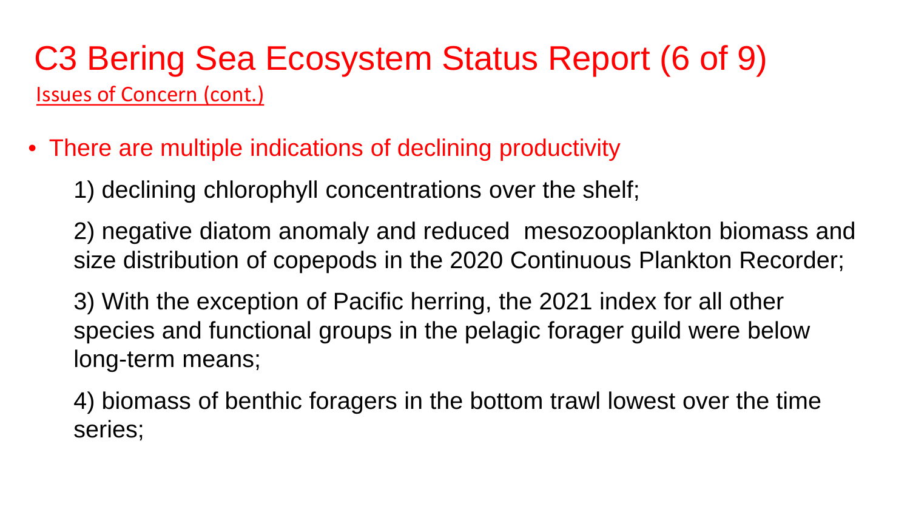# C3 Bering Sea Ecosystem Status Report (6 of 9)

Issues of Concern (cont.)

- There are multiple indications of declining productivity

  1) declining chlorophyll concentrations over the shelf;

  2) negative diatom anomaly and reduced mesozooplankton biomass and size distribution of copepods in the 2020 Continuous Plankton Recorder;

  3) With the exception of Pacific herring, the 2021 index for all other species and functional groups in the pelagic forager guild were below long-term means;

  4) biomass of benthic foragers in the bottom trawl lowest over the time series;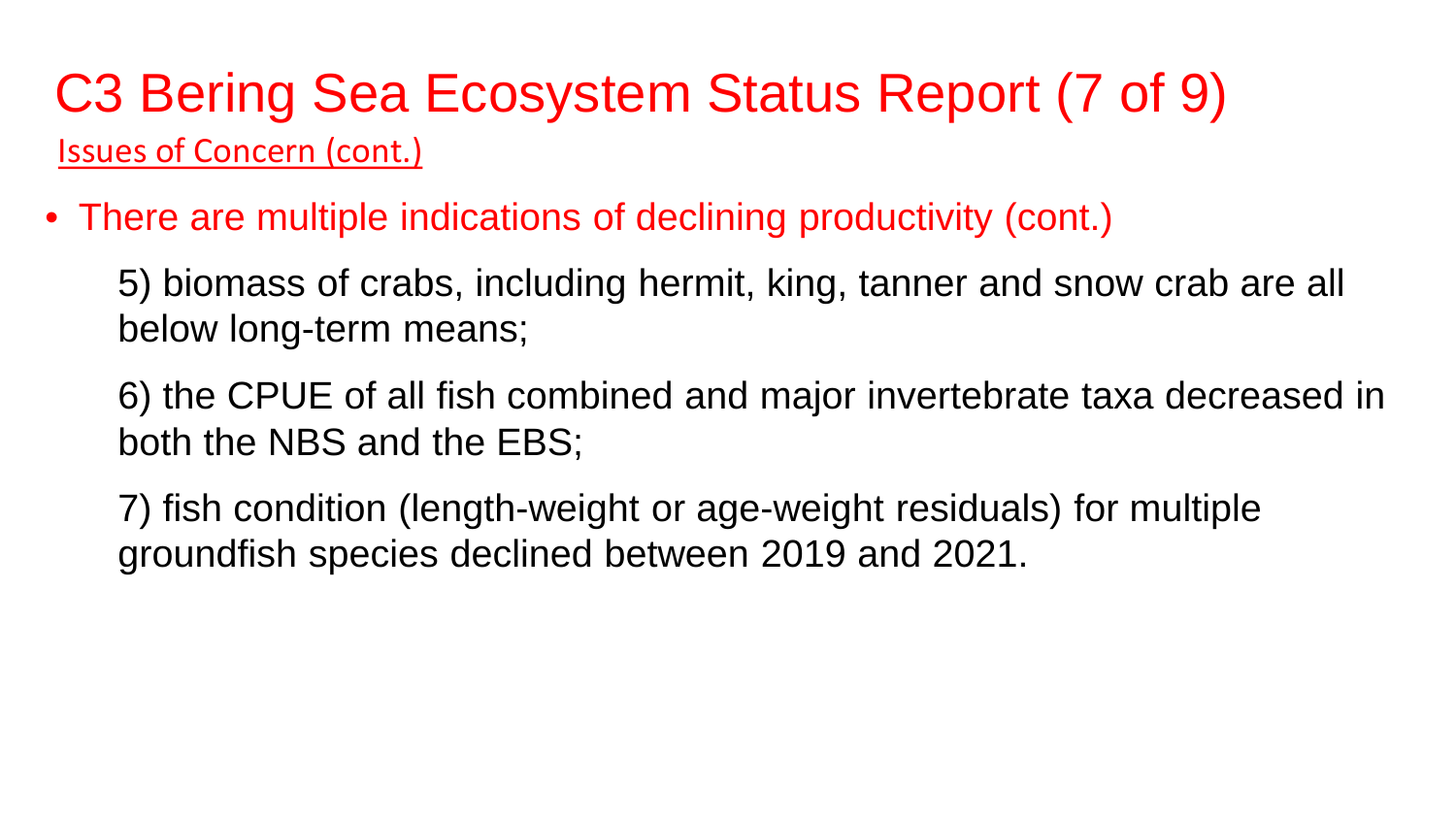# C3 Bering Sea Ecosystem Status Report (7 of 9)

Issues of Concern (cont.)

- There are multiple indications of declining productivity (cont.)

  5) biomass of crabs, including hermit, king, tanner and snow crab are all below long-term means;

  6) the CPUE of all fish combined and major invertebrate taxa decreased in both the NBS and the EBS;

  7) fish condition (length-weight or age-weight residuals) for multiple groundfish species declined between 2019 and 2021.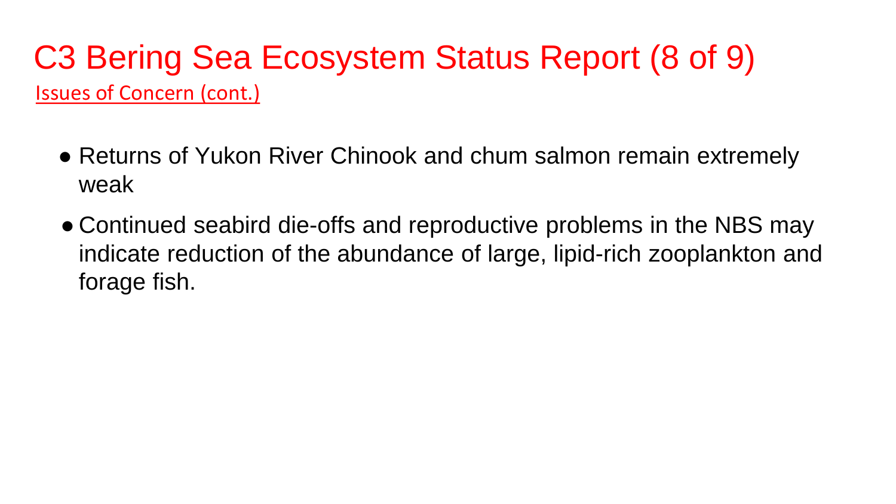# C3 Bering Sea Ecosystem Status Report (8 of 9)

Issues of Concern (cont.)

- Returns of Yukon River Chinook and chum salmon remain extremely weak
- Continued seabird die-offs and reproductive problems in the NBS may indicate reduction of the abundance of large, lipid-rich zooplankton and forage fish.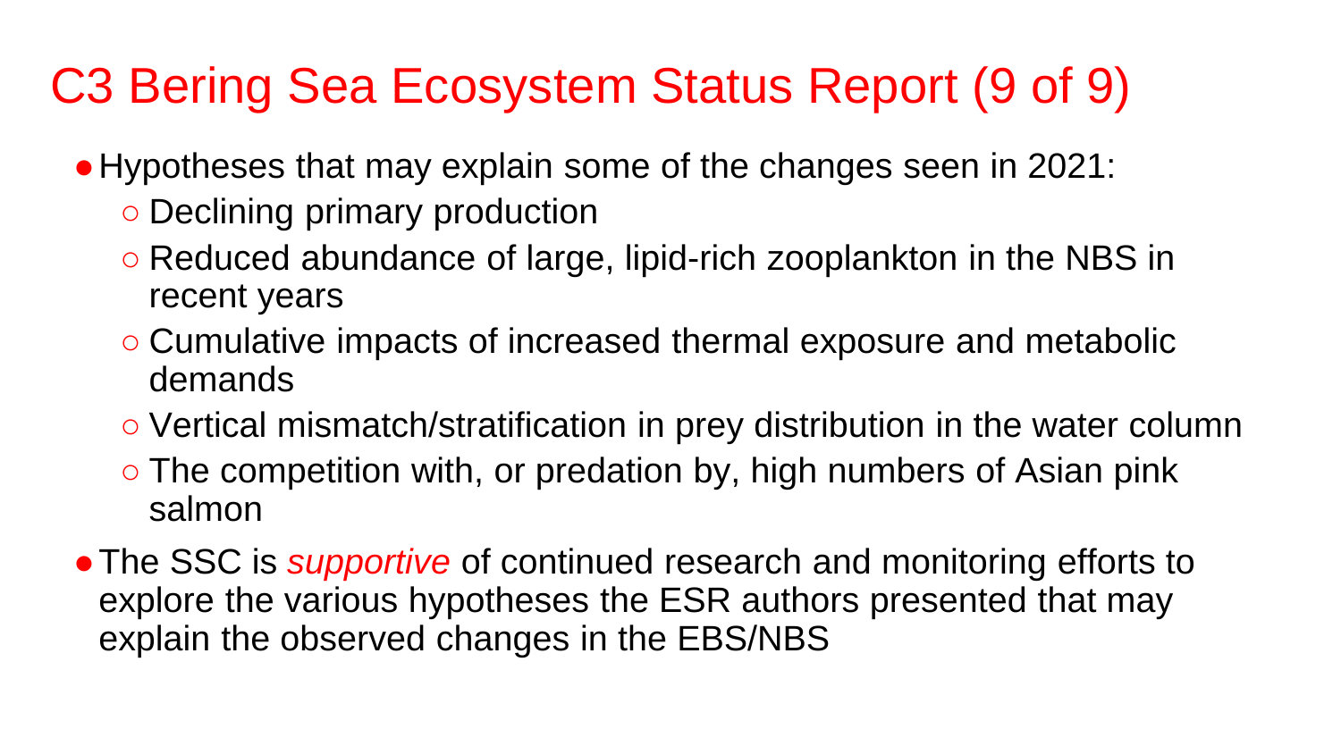# C3 Bering Sea Ecosystem Status Report (9 of 9)

- Hypotheses that may explain some of the changes seen in 2021:
  - Declining primary production
  - Reduced abundance of large, lipid-rich zooplankton in the NBS in recent years
  - Cumulative impacts of increased thermal exposure and metabolic demands
  - Vertical mismatch/stratification in prey distribution in the water column
  - The competition with, or predation by, high numbers of Asian pink salmon
- The SSC is *supportive* of continued research and monitoring efforts to explore the various hypotheses the ESR authors presented that may explain the observed changes in the EBS/NBS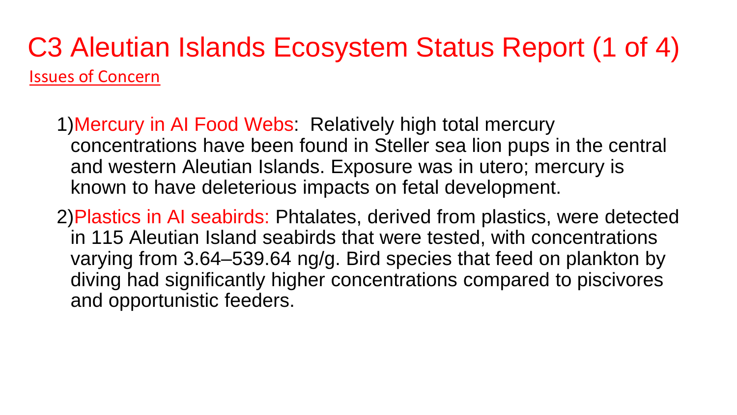# C3 Aleutian Islands Ecosystem Status Report (1 of 4)

Issues of Concern

1) Mercury in AI Food Webs: Relatively high total mercury concentrations have been found in Steller sea lion pups in the central and western Aleutian Islands. Exposure was in utero; mercury is known to have deleterious impacts on fetal development.

2) Plastics in AI seabirds: Phtalates, derived from plastics, were detected in 115 Aleutian Island seabirds that were tested, with concentrations varying from 3.64–539.64 ng/g. Bird species that feed on plankton by diving had significantly higher concentrations compared to piscivores and opportunistic feeders.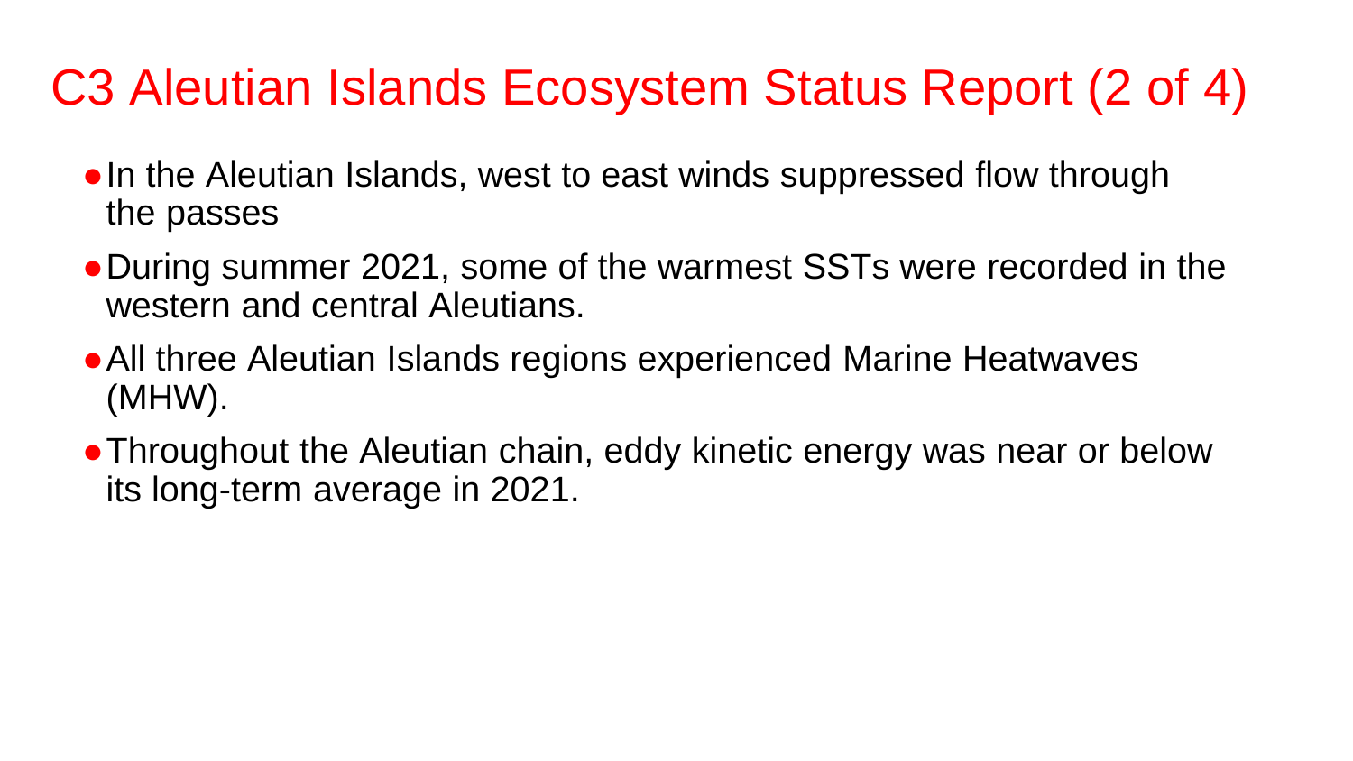# C3 Aleutian Islands Ecosystem Status Report (2 of 4)

- In the Aleutian Islands, west to east winds suppressed flow through the passes
- During summer 2021, some of the warmest SSTs were recorded in the western and central Aleutians.
- All three Aleutian Islands regions experienced Marine Heatwaves (MHW).
- Throughout the Aleutian chain, eddy kinetic energy was near or below its long-term average in 2021.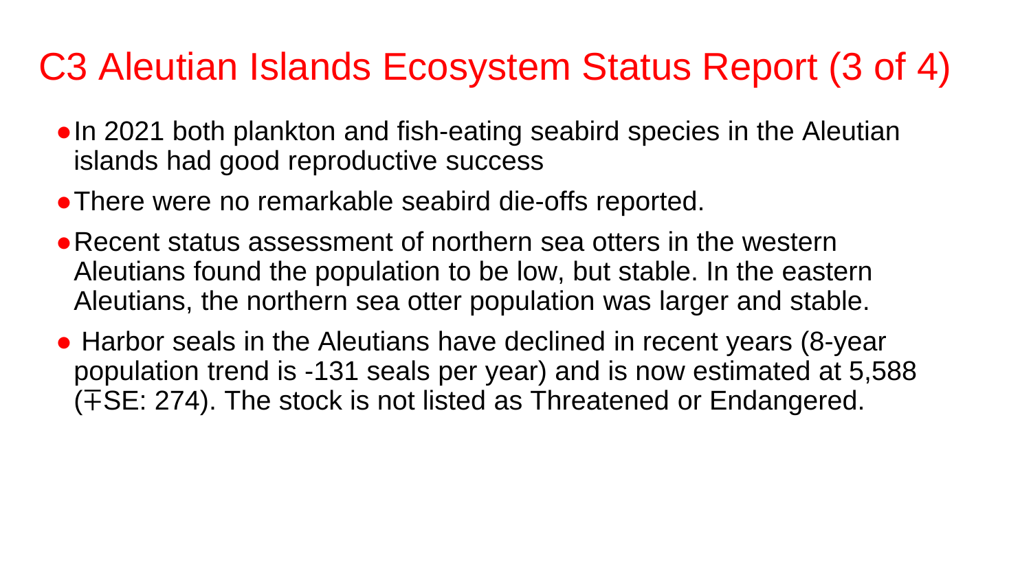# C3 Aleutian Islands Ecosystem Status Report (3 of 4)

- In 2021 both plankton and fish-eating seabird species in the Aleutian islands had good reproductive success
- There were no remarkable seabird die-offs reported.
- Recent status assessment of northern sea otters in the western Aleutians found the population to be low, but stable. In the eastern Aleutians, the northern sea otter population was larger and stable.
- Harbor seals in the Aleutians have declined in recent years (8-year population trend is -131 seals per year) and is now estimated at 5,588 (∓SE: 274). The stock is not listed as Threatened or Endangered.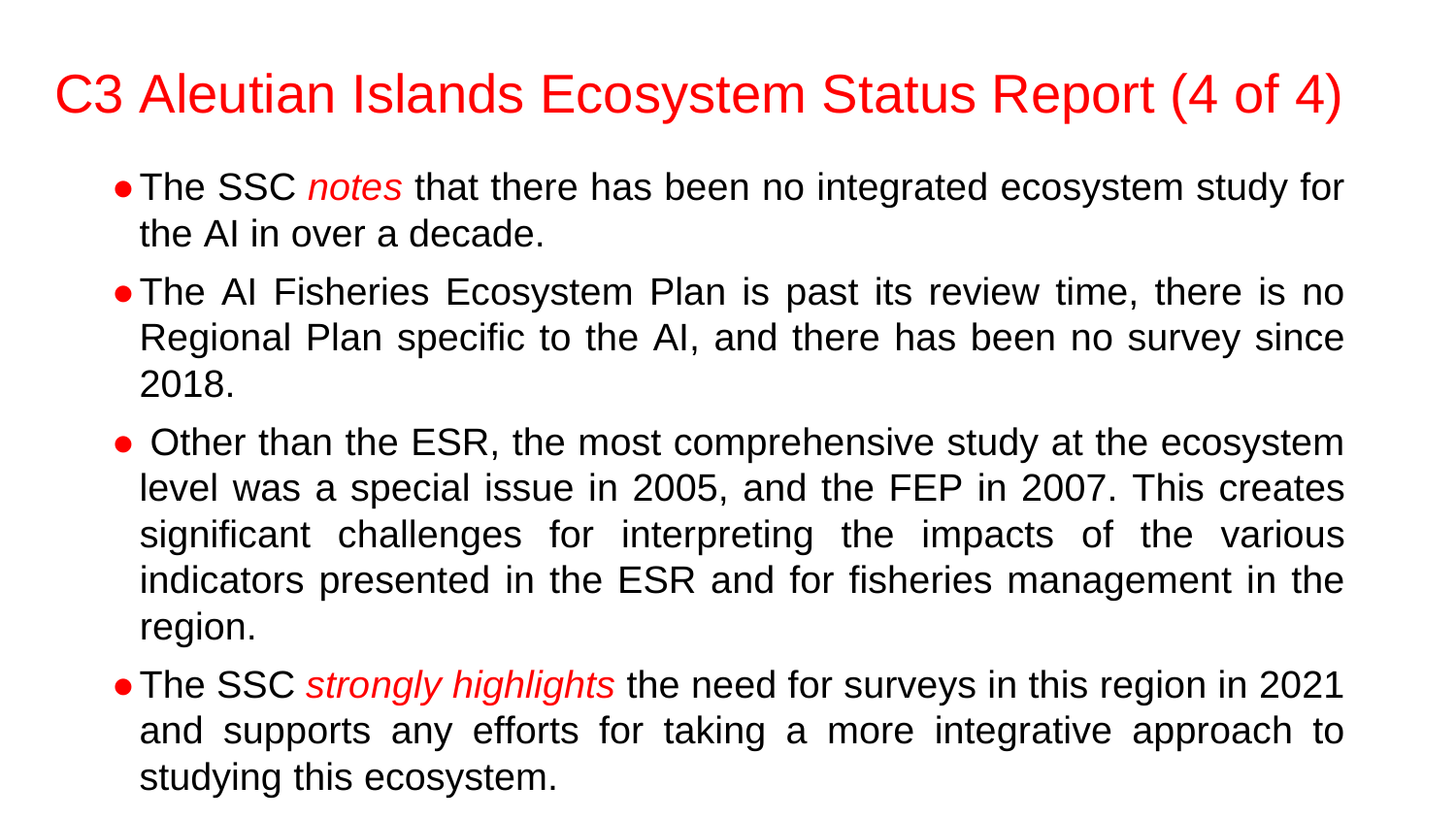# C3 Aleutian Islands Ecosystem Status Report (4 of 4)

- The SSC *notes* that there has been no integrated ecosystem study for the AI in over a decade.
- The AI Fisheries Ecosystem Plan is past its review time, there is no Regional Plan specific to the AI, and there has been no survey since 2018.
- Other than the ESR, the most comprehensive study at the ecosystem level was a special issue in 2005, and the FEP in 2007. This creates significant challenges for interpreting the impacts of the various indicators presented in the ESR and for fisheries management in the region.
- The SSC *strongly highlights* the need for surveys in this region in 2021 and supports any efforts for taking a more integrative approach to studying this ecosystem.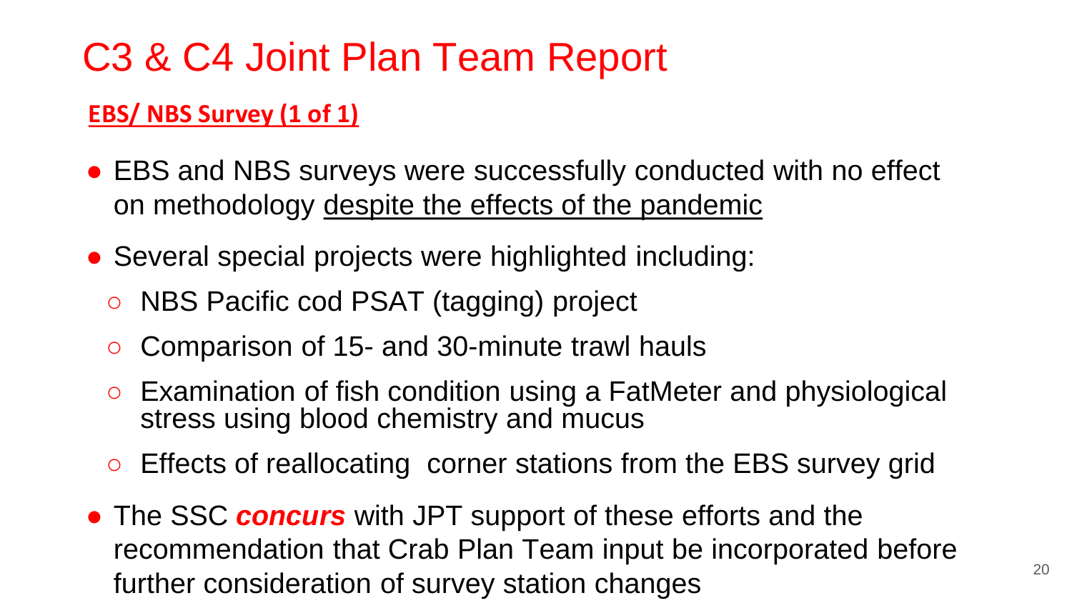# C3 & C4 Joint Plan Team Report

## EBS/ NBS Survey (1 of 1)

- EBS and NBS surveys were successfully conducted with no effect on methodology despite the effects of the pandemic
- Several special projects were highlighted including:
  - NBS Pacific cod PSAT (tagging) project
  - Comparison of 15- and 30-minute trawl hauls
  - Examination of fish condition using a FatMeter and physiological stress using blood chemistry and mucus
  - Effects of reallocating corner stations from the EBS survey grid
- The SSC ***concurs*** with JPT support of these efforts and the recommendation that Crab Plan Team input be incorporated before further consideration of survey station changes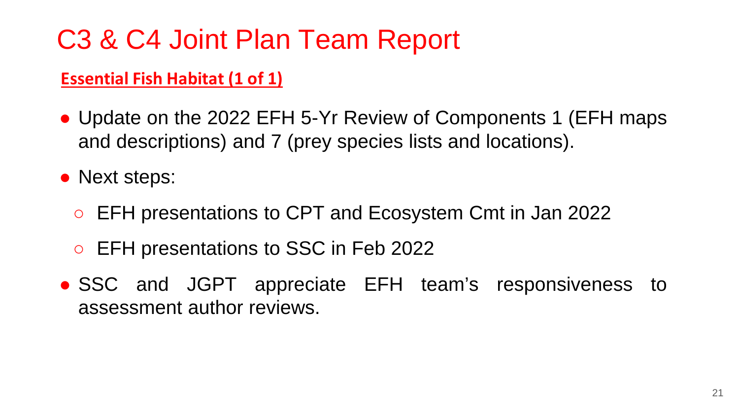# C3 & C4 Joint Plan Team Report

**Essential Fish Habitat (1 of 1)**

- Update on the 2022 EFH 5-Yr Review of Components 1 (EFH maps and descriptions) and 7 (prey species lists and locations).
- Next steps:
  - EFH presentations to CPT and Ecosystem Cmt in Jan 2022
  - EFH presentations to SSC in Feb 2022
- SSC and JGPT appreciate EFH team's responsiveness to assessment author reviews.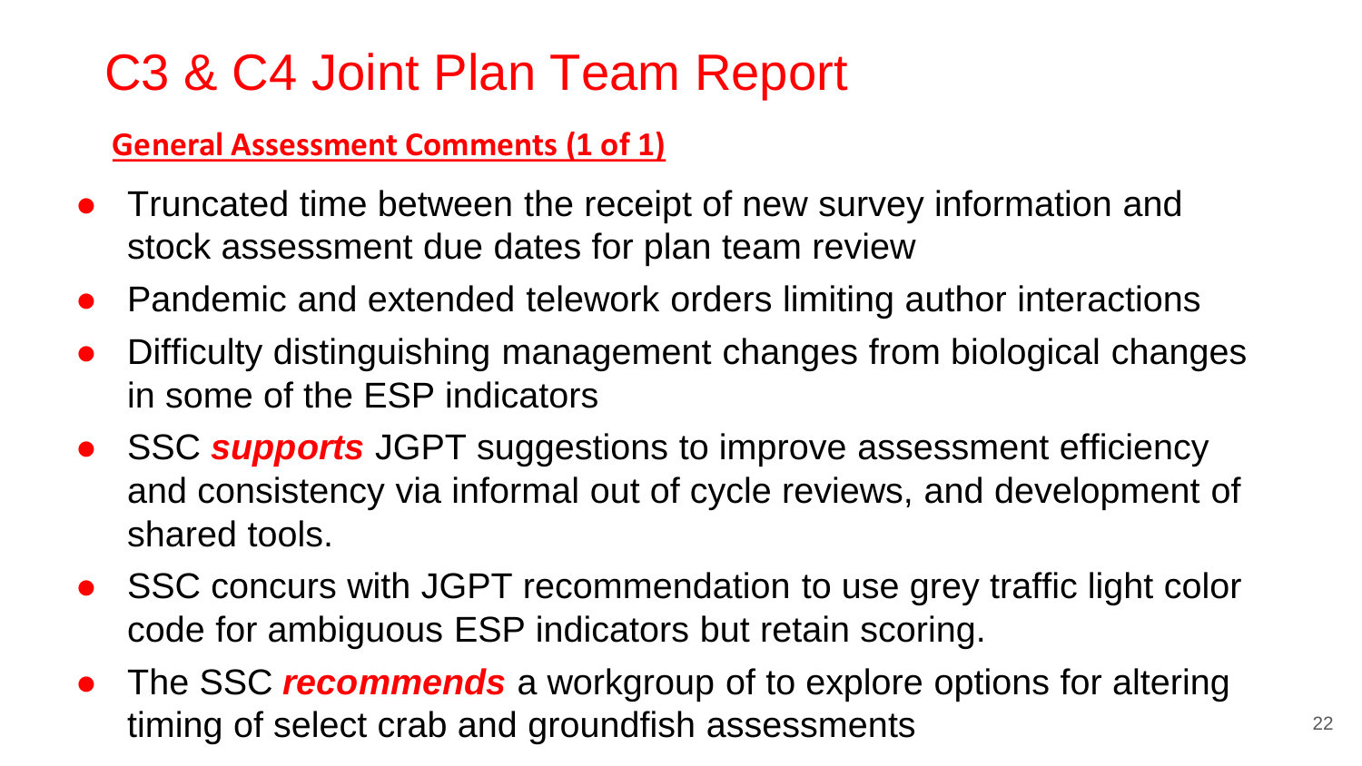# C3 & C4 Joint Plan Team Report

**General Assessment Comments (1 of 1)**

- Truncated time between the receipt of new survey information and stock assessment due dates for plan team review
- Pandemic and extended telework orders limiting author interactions
- Difficulty distinguishing management changes from biological changes in some of the ESP indicators
- SSC ***supports*** JGPT suggestions to improve assessment efficiency and consistency via informal out of cycle reviews, and development of shared tools.
- SSC concurs with JGPT recommendation to use grey traffic light color code for ambiguous ESP indicators but retain scoring.
- The SSC ***recommends*** a workgroup of to explore options for altering timing of select crab and groundfish assessments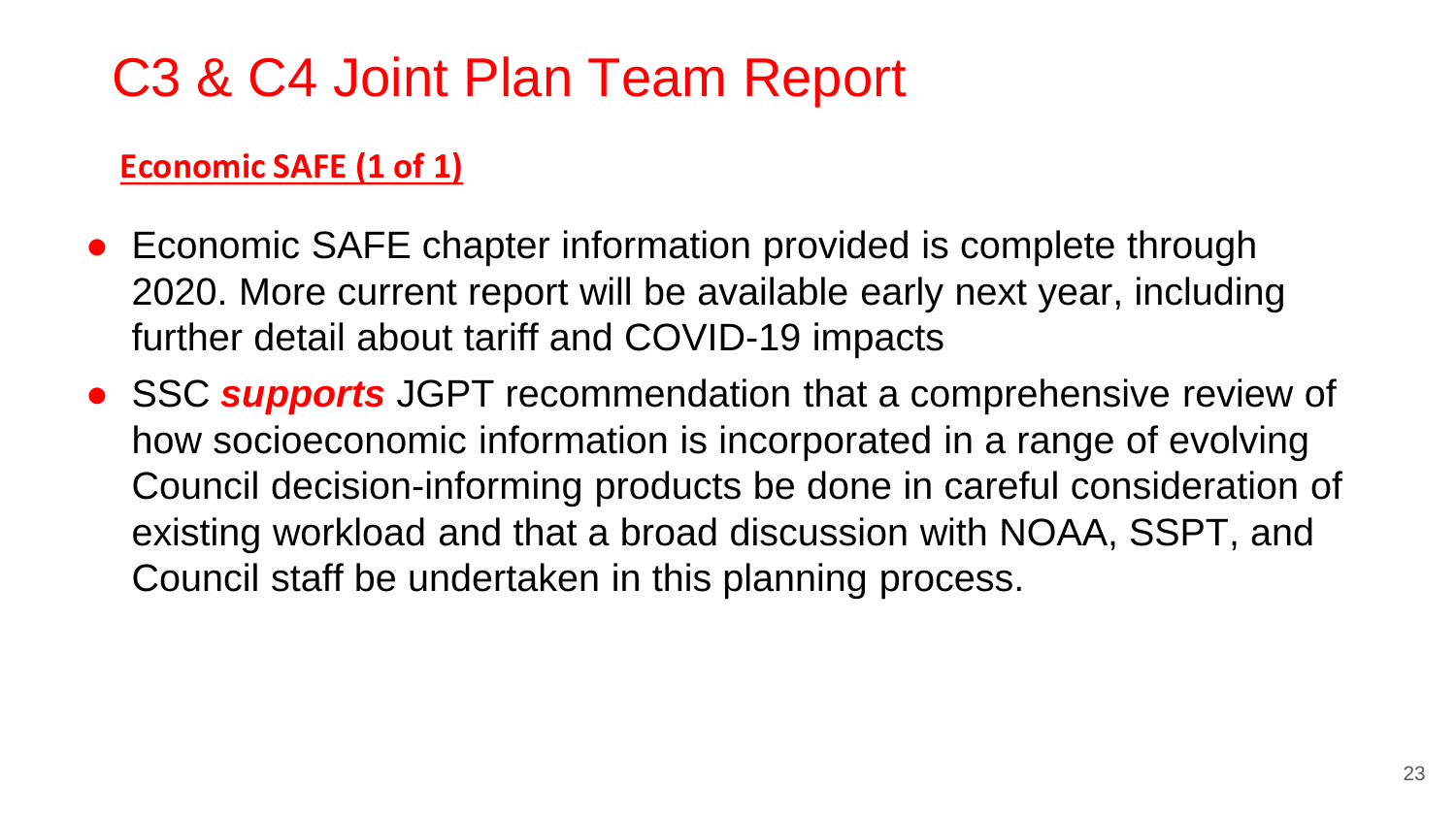# C3 & C4 Joint Plan Team Report

**Economic SAFE (1 of 1)**

- Economic SAFE chapter information provided is complete through 2020. More current report will be available early next year, including further detail about tariff and COVID-19 impacts
- SSC ***supports*** JGPT recommendation that a comprehensive review of how socioeconomic information is incorporated in a range of evolving Council decision-informing products be done in careful consideration of existing workload and that a broad discussion with NOAA, SSPT, and Council staff be undertaken in this planning process.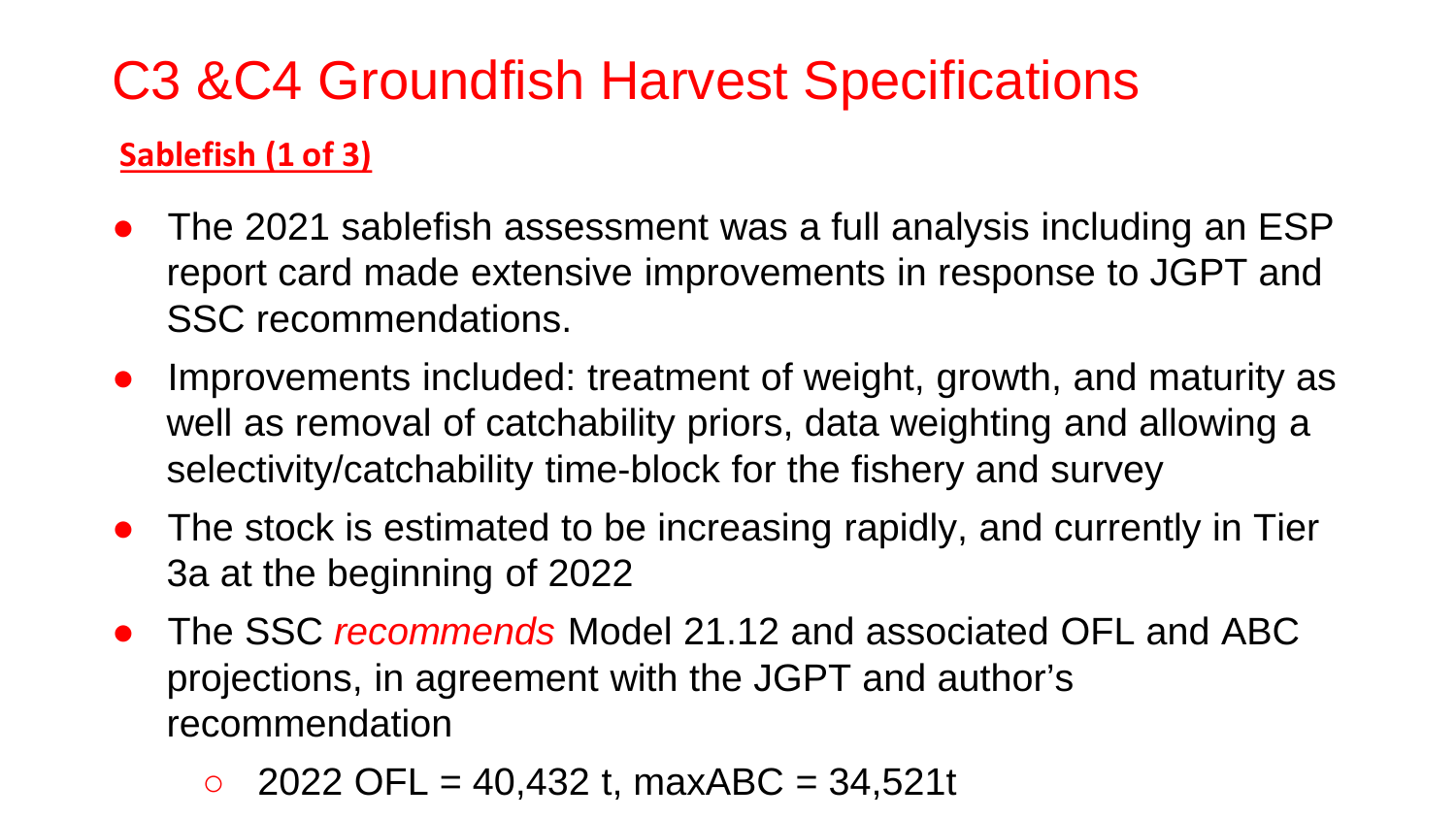# C3 &C4 Groundfish Harvest Specifications

**Sablefish (1 of 3)**

- The 2021 sablefish assessment was a full analysis including an ESP report card made extensive improvements in response to JGPT and SSC recommendations.
- Improvements included: treatment of weight, growth, and maturity as well as removal of catchability priors, data weighting and allowing a selectivity/catchability time-block for the fishery and survey
- The stock is estimated to be increasing rapidly, and currently in Tier 3a at the beginning of 2022
- The SSC *recommends* Model 21.12 and associated OFL and ABC projections, in agreement with the JGPT and author's recommendation
    - 2022 OFL = 40,432 t, maxABC = 34,521t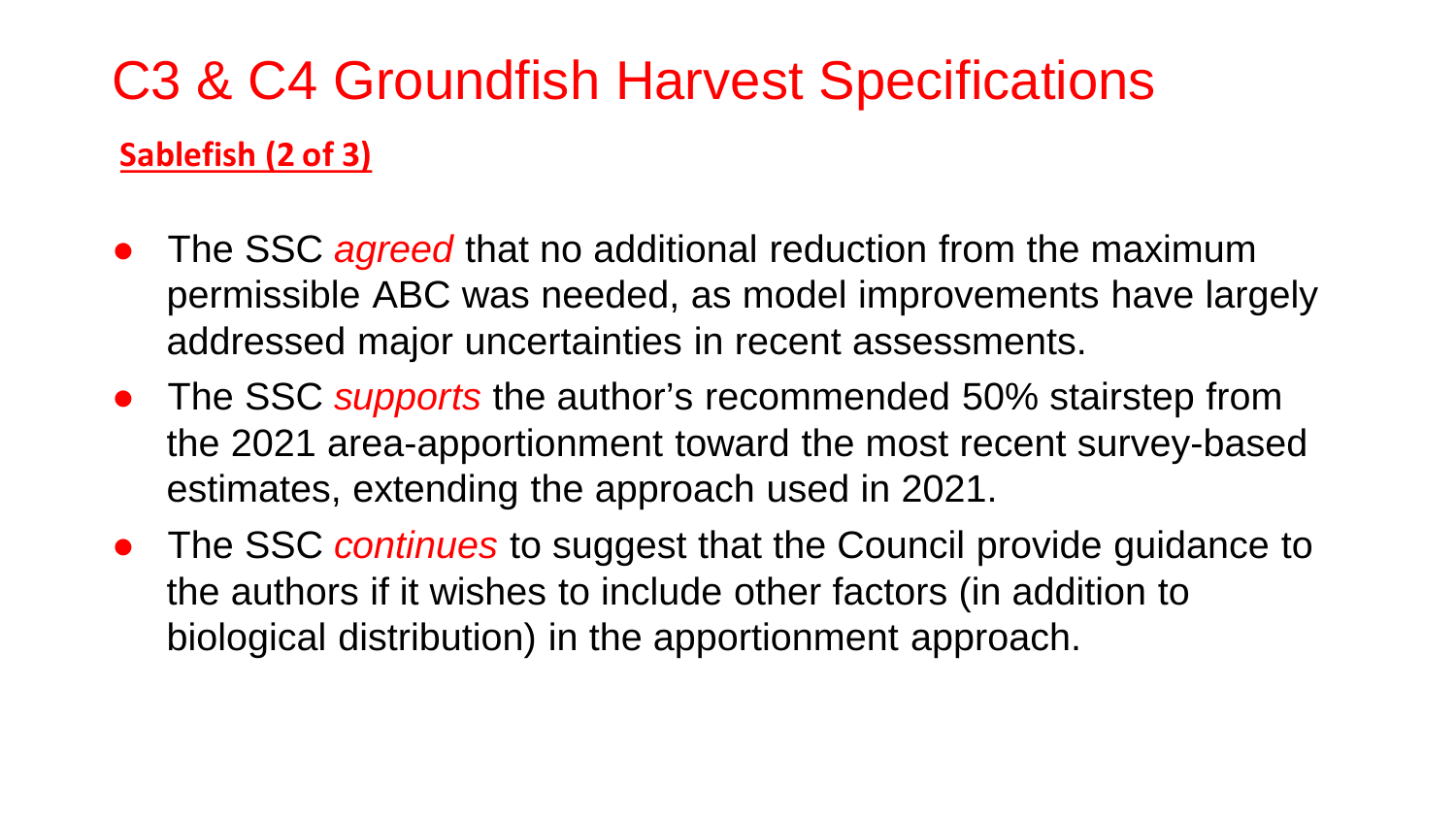# C3 & C4 Groundfish Harvest Specifications

**Sablefish (2 of 3)**

- The SSC *agreed* that no additional reduction from the maximum permissible ABC was needed, as model improvements have largely addressed major uncertainties in recent assessments.
- The SSC *supports* the author's recommended 50% stairstep from the 2021 area-apportionment toward the most recent survey-based estimates, extending the approach used in 2021.
- The SSC *continues* to suggest that the Council provide guidance to the authors if it wishes to include other factors (in addition to biological distribution) in the apportionment approach.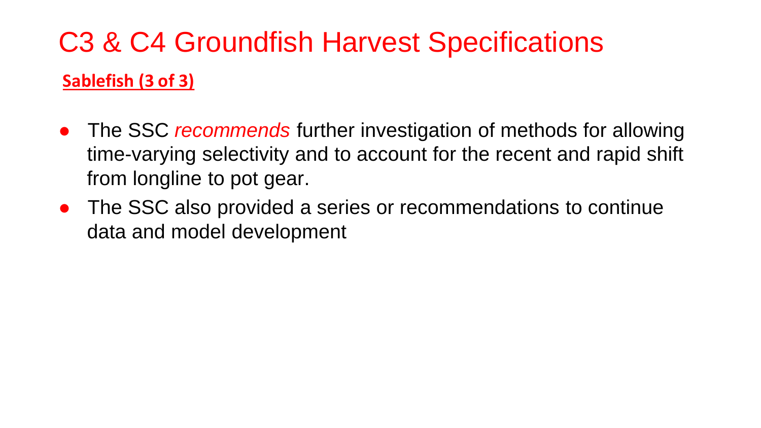# C3 & C4 Groundfish Harvest Specifications

**Sablefish (3 of 3)**

- The SSC *recommends* further investigation of methods for allowing time-varying selectivity and to account for the recent and rapid shift from longline to pot gear.
- The SSC also provided a series or recommendations to continue data and model development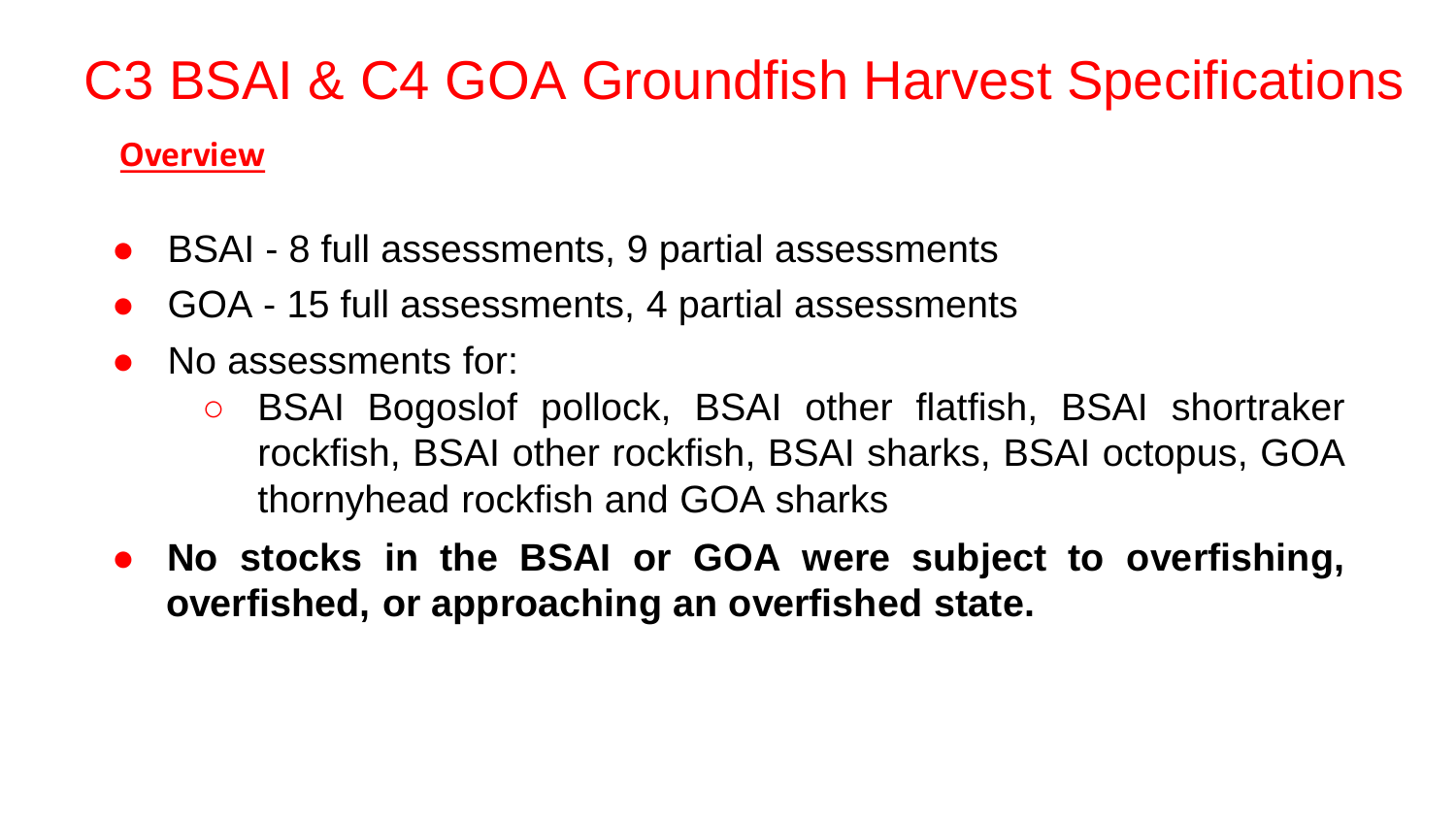# C3 BSAI & C4 GOA Groundfish Harvest Specifications

**Overview**

- BSAI - 8 full assessments, 9 partial assessments
- GOA - 15 full assessments, 4 partial assessments
- No assessments for:
  - BSAI Bogoslof pollock, BSAI other flatfish, BSAI shortraker rockfish, BSAI other rockfish, BSAI sharks, BSAI octopus, GOA thornyhead rockfish and GOA sharks
- **No stocks in the BSAI or GOA were subject to overfishing, overfished, or approaching an overfished state.**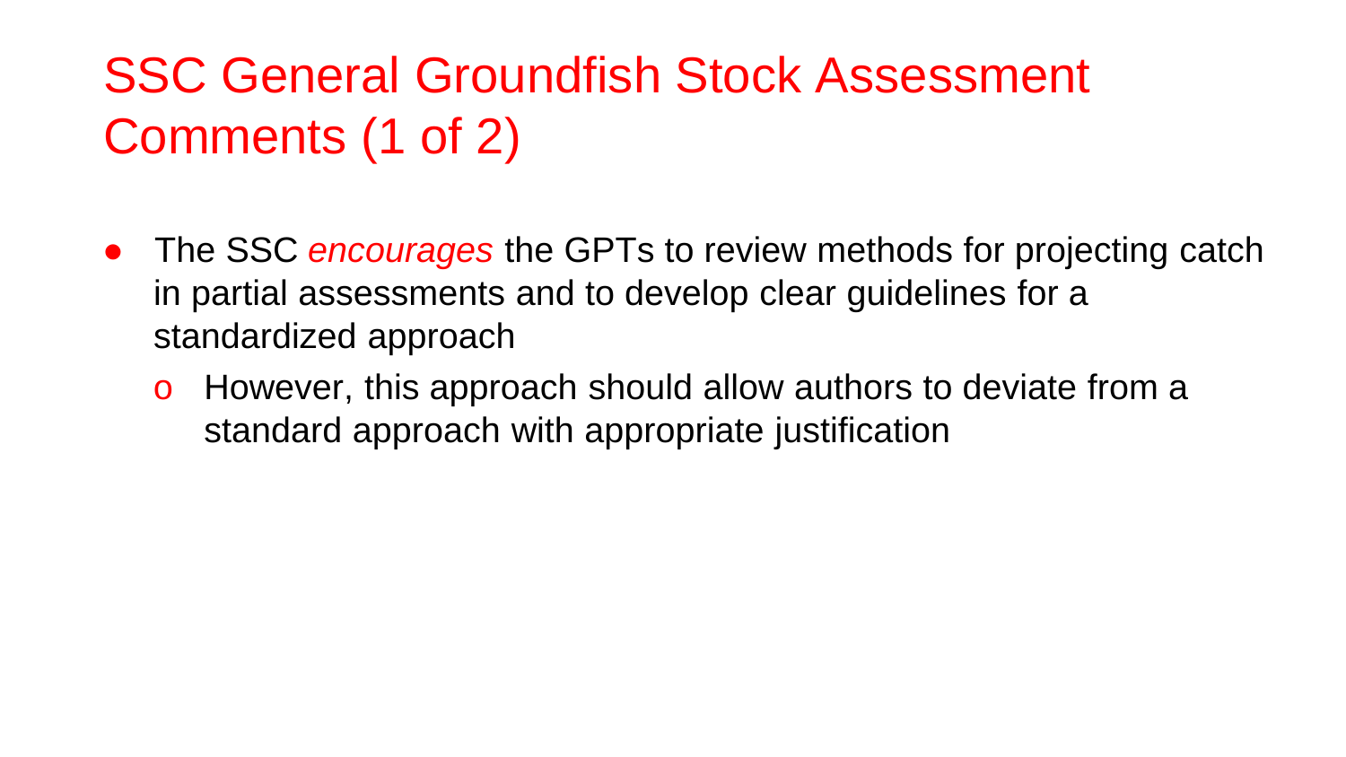# SSC General Groundfish Stock Assessment Comments (1 of 2)

- The SSC *encourages* the GPTs to review methods for projecting catch in partial assessments and to develop clear guidelines for a standardized approach
  - However, this approach should allow authors to deviate from a standard approach with appropriate justification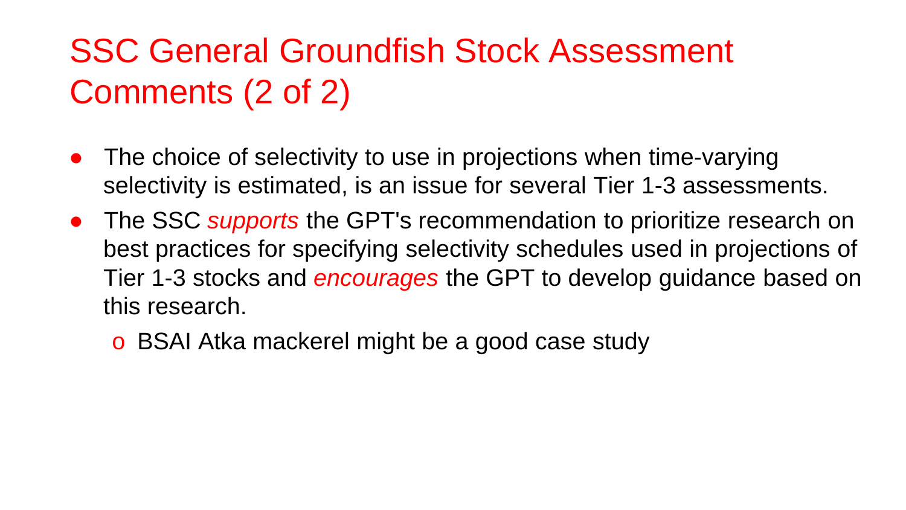# SSC General Groundfish Stock Assessment Comments (2 of 2)

- The choice of selectivity to use in projections when time-varying selectivity is estimated, is an issue for several Tier 1-3 assessments.
- The SSC *supports* the GPT's recommendation to prioritize research on best practices for specifying selectivity schedules used in projections of Tier 1-3 stocks and *encourages* the GPT to develop guidance based on this research.
  - BSAI Atka mackerel might be a good case study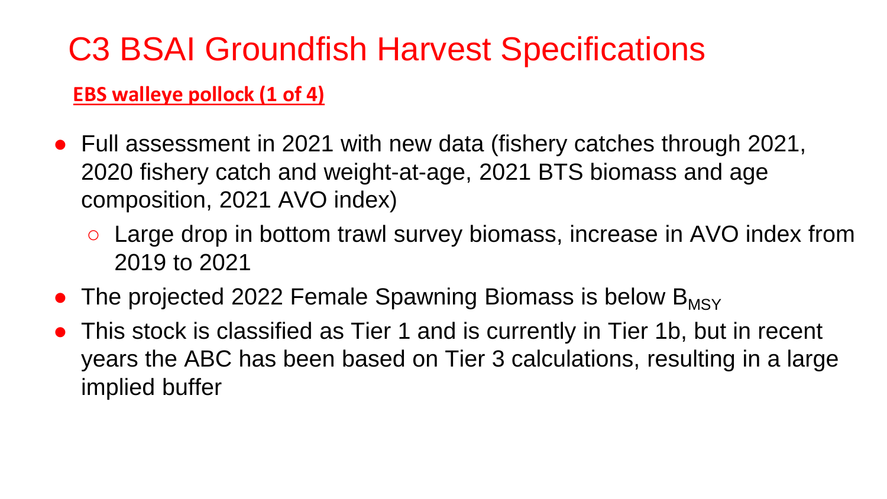# C3 BSAI Groundfish Harvest Specifications

**EBS walleye pollock (1 of 4)**

- Full assessment in 2021 with new data (fishery catches through 2021, 2020 fishery catch and weight-at-age, 2021 BTS biomass and age composition, 2021 AVO index)
  - Large drop in bottom trawl survey biomass, increase in AVO index from 2019 to 2021
- The projected 2022 Female Spawning Biomass is below $B_{MSY}$
- This stock is classified as Tier 1 and is currently in Tier 1b, but in recent years the ABC has been based on Tier 3 calculations, resulting in a large implied buffer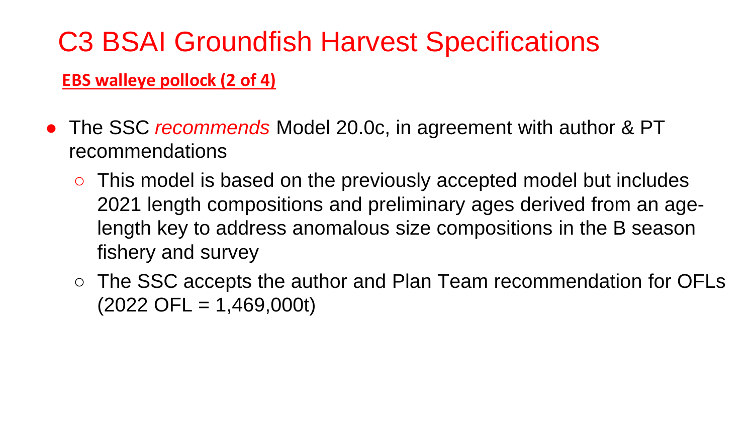# C3 BSAI Groundfish Harvest Specifications

**EBS walleye pollock (2 of 4)**

- The SSC *recommends* Model 20.0c, in agreement with author & PT recommendations
  - This model is based on the previously accepted model but includes 2021 length compositions and preliminary ages derived from an age-length key to address anomalous size compositions in the B season fishery and survey
  - The SSC accepts the author and Plan Team recommendation for OFLs (2022 OFL = 1,469,000t)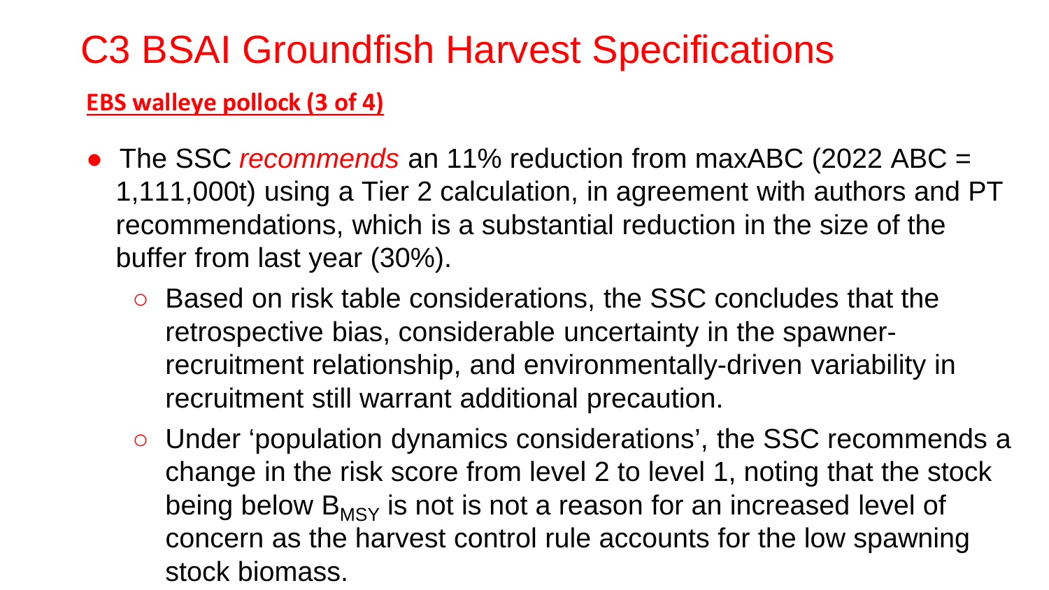# C3 BSAI Groundfish Harvest Specifications

**EBS walleye pollock (3 of 4)**

- The SSC *recommends* an 11% reduction from maxABC (2022 ABC = 1,111,000t) using a Tier 2 calculation, in agreement with authors and PT recommendations, which is a substantial reduction in the size of the buffer from last year (30%).
  - Based on risk table considerations, the SSC concludes that the retrospective bias, considerable uncertainty in the spawner-recruitment relationship, and environmentally-driven variability in recruitment still warrant additional precaution.
  - Under 'population dynamics considerations', the SSC recommends a change in the risk score from level 2 to level 1, noting that the stock being below $B_{MSY}$ is not is not a reason for an increased level of concern as the harvest control rule accounts for the low spawning stock biomass.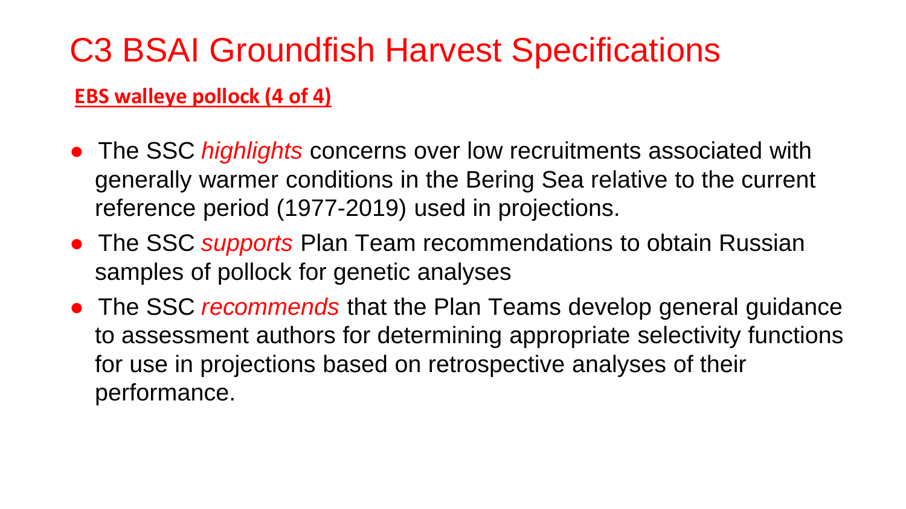# C3 BSAI Groundfish Harvest Specifications

**EBS walleye pollock (4 of 4)**

- The SSC *highlights* concerns over low recruitments associated with generally warmer conditions in the Bering Sea relative to the current reference period (1977-2019) used in projections.
- The SSC *supports* Plan Team recommendations to obtain Russian samples of pollock for genetic analyses
- The SSC *recommends* that the Plan Teams develop general guidance to assessment authors for determining appropriate selectivity functions for use in projections based on retrospective analyses of their performance.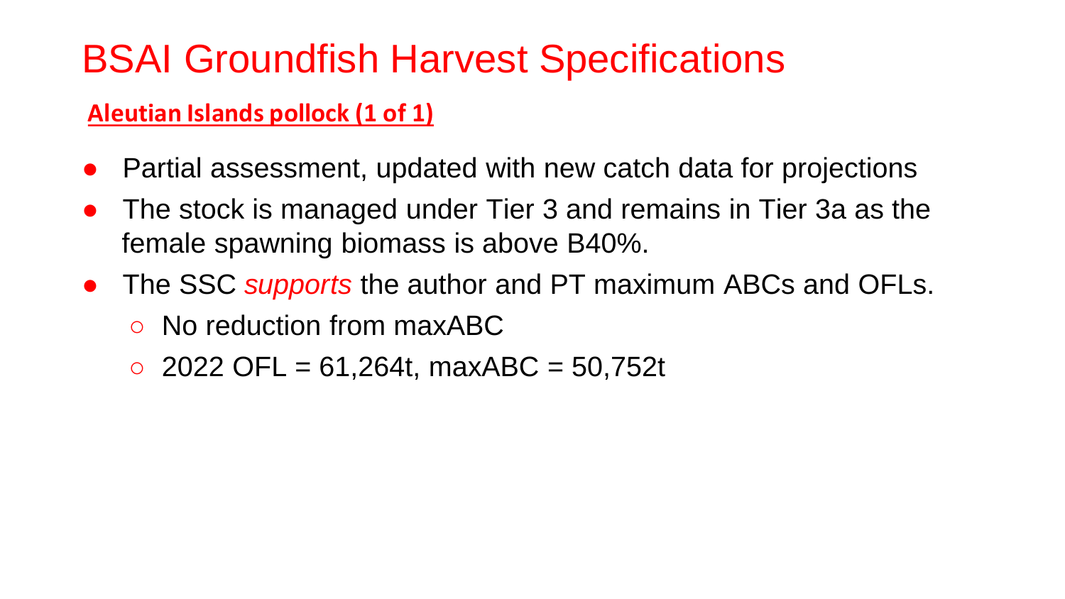# BSAI Groundfish Harvest Specifications

**Aleutian Islands pollock (1 of 1)**

- Partial assessment, updated with new catch data for projections
- The stock is managed under Tier 3 and remains in Tier 3a as the female spawning biomass is above B40%.
- The SSC *supports* the author and PT maximum ABCs and OFLs.
  - No reduction from maxABC
  - 2022 OFL = 61,264t, maxABC = 50,752t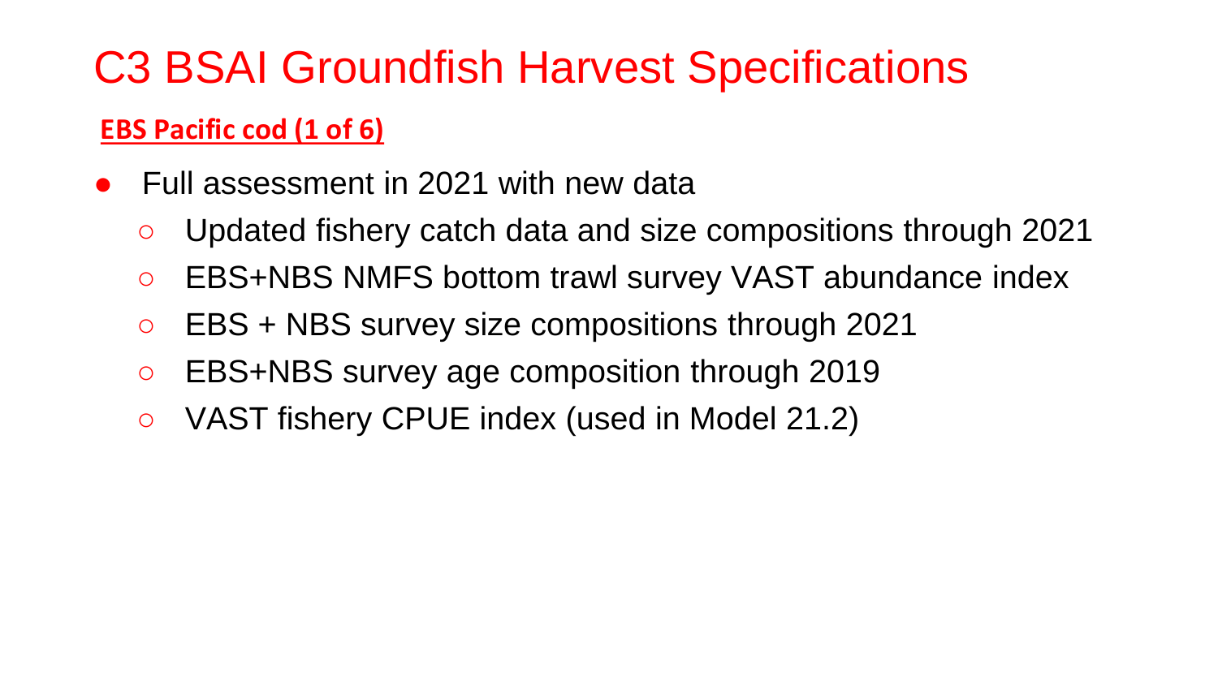# C3 BSAI Groundfish Harvest Specifications

**EBS Pacific cod (1 of 6)**

- Full assessment in 2021 with new data
  - Updated fishery catch data and size compositions through 2021
  - EBS+NBS NMFS bottom trawl survey VAST abundance index
  - EBS + NBS survey size compositions through 2021
  - EBS+NBS survey age composition through 2019
  - VAST fishery CPUE index (used in Model 21.2)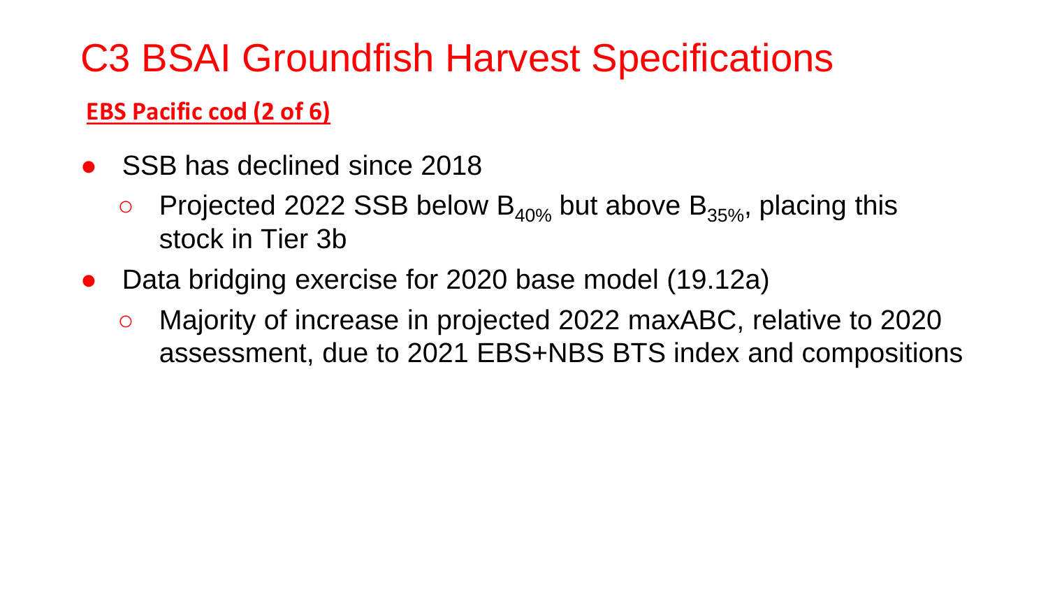# C3 BSAI Groundfish Harvest Specifications

**EBS Pacific cod (2 of 6)**

- SSB has declined since 2018
  - Projected 2022 SSB below $B_{40\%}$ but above $B_{35\%}$, placing this stock in Tier 3b
- Data bridging exercise for 2020 base model (19.12a)
  - Majority of increase in projected 2022 maxABC, relative to 2020 assessment, due to 2021 EBS+NBS BTS index and compositions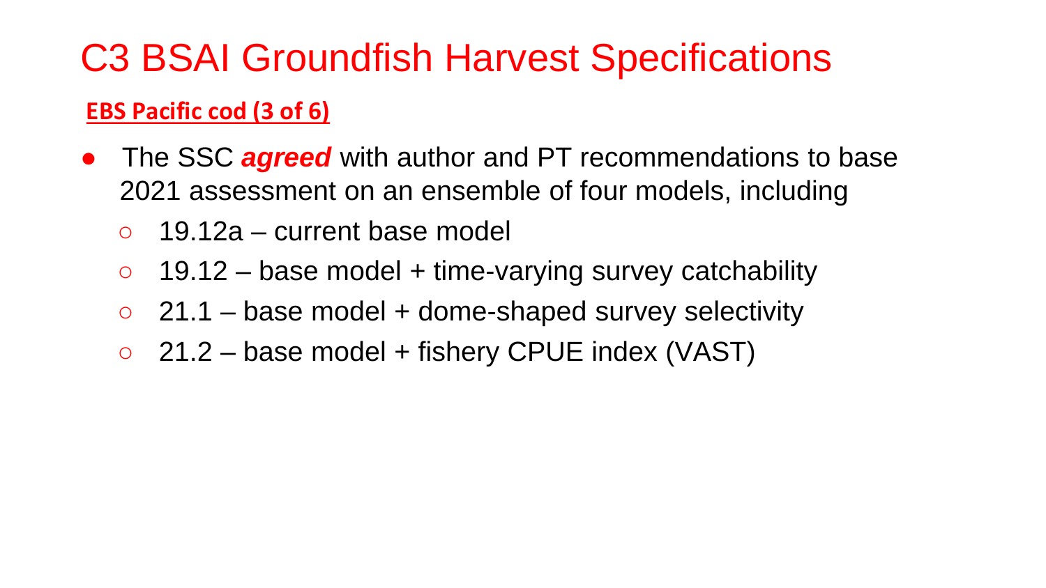# C3 BSAI Groundfish Harvest Specifications

**EBS Pacific cod (3 of 6)**

- The SSC ***agreed*** with author and PT recommendations to base 2021 assessment on an ensemble of four models, including
  - 19.12a – current base model
  - 19.12 – base model + time-varying survey catchability
  - 21.1 – base model + dome-shaped survey selectivity
  - 21.2 – base model + fishery CPUE index (VAST)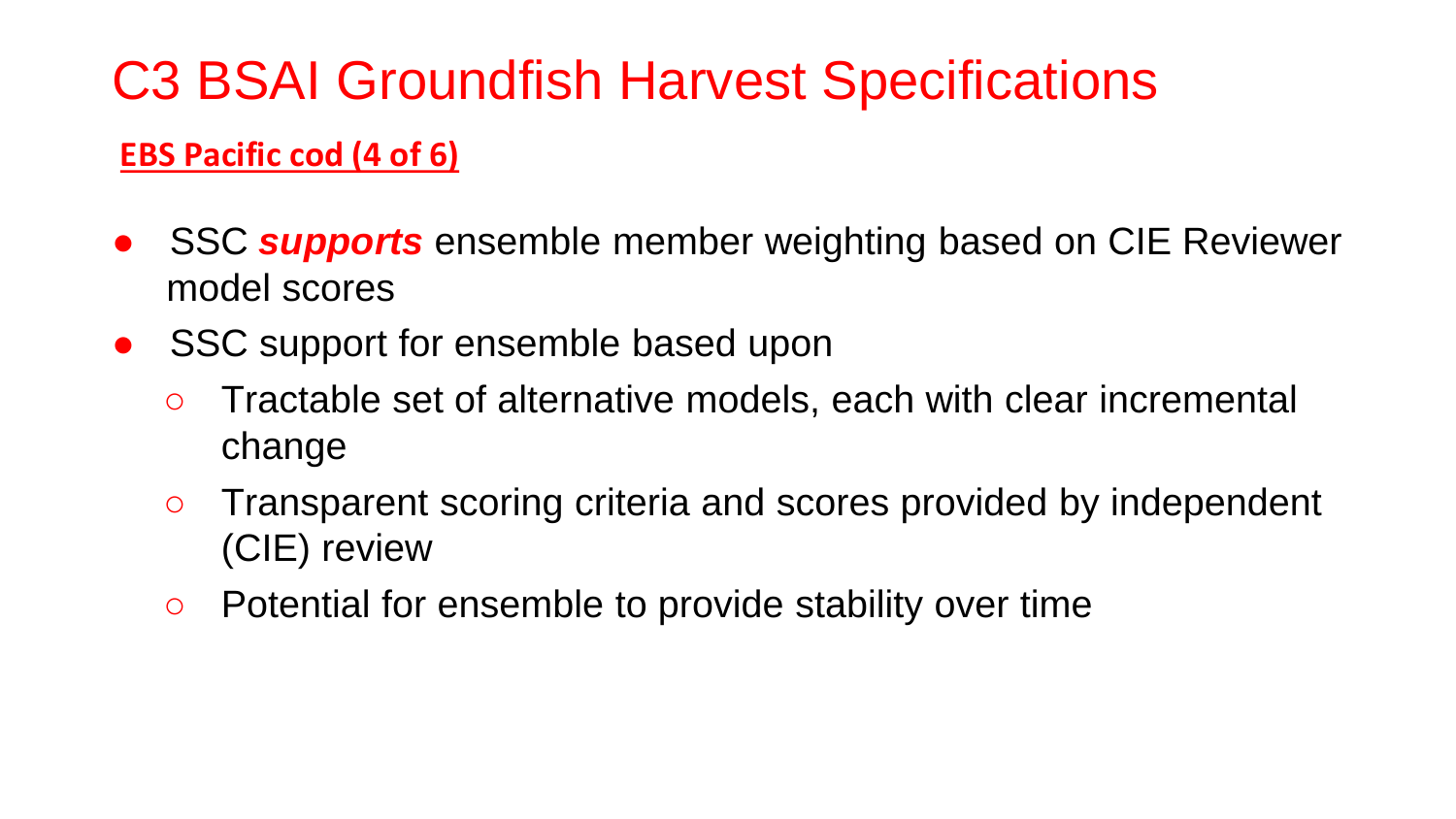# C3 BSAI Groundfish Harvest Specifications

**EBS Pacific cod (4 of 6)**

- SSC ***supports*** ensemble member weighting based on CIE Reviewer model scores
- SSC support for ensemble based upon
  - Tractable set of alternative models, each with clear incremental change
  - Transparent scoring criteria and scores provided by independent (CIE) review
  - Potential for ensemble to provide stability over time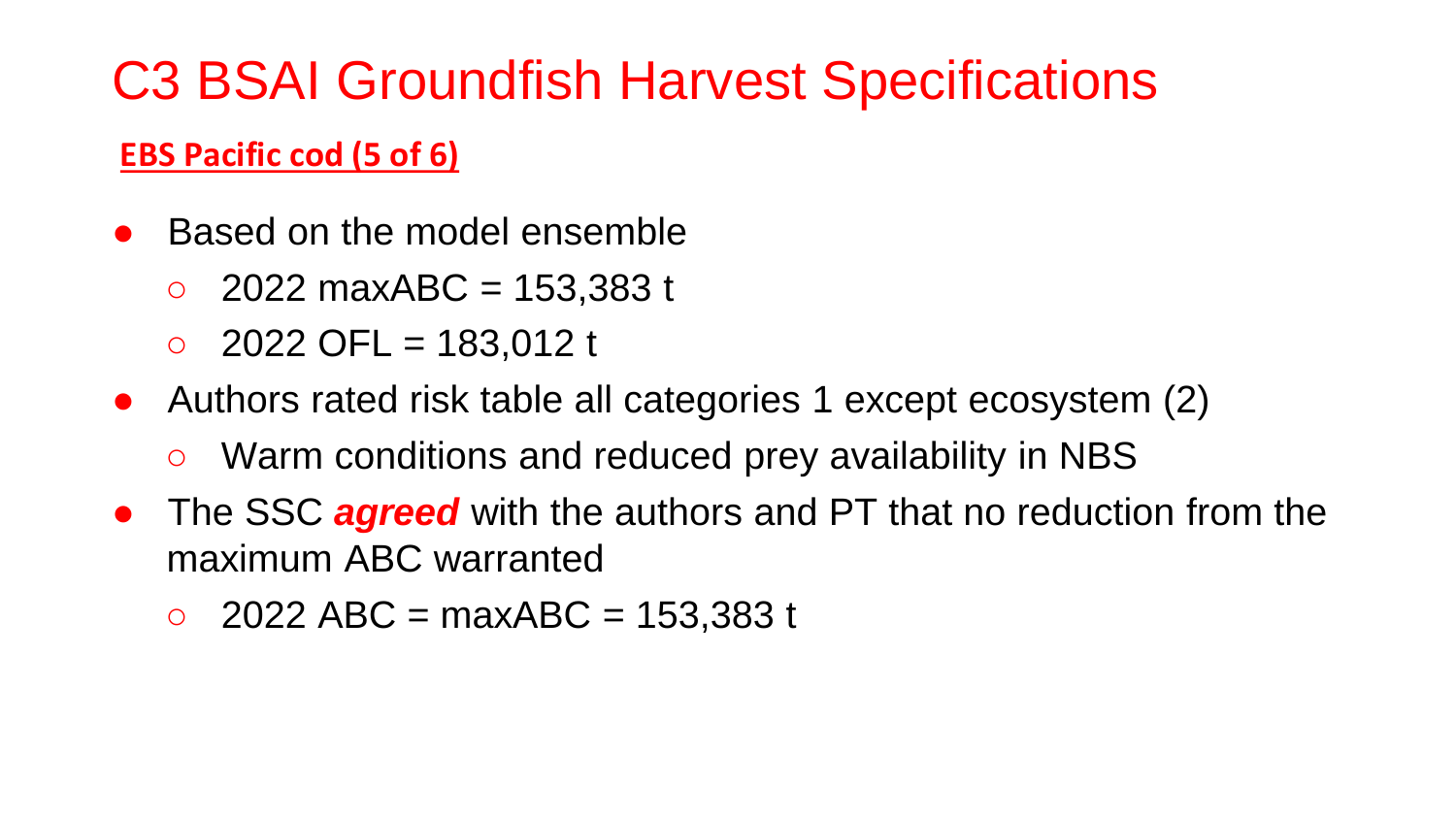# C3 BSAI Groundfish Harvest Specifications

**EBS Pacific cod (5 of 6)**

- Based on the model ensemble
  - 2022 maxABC = 153,383 t
  - 2022 OFL = 183,012 t
- Authors rated risk table all categories 1 except ecosystem (2)
  - Warm conditions and reduced prey availability in NBS
- The SSC ***agreed*** with the authors and PT that no reduction from the maximum ABC warranted
  - 2022 ABC = maxABC = 153,383 t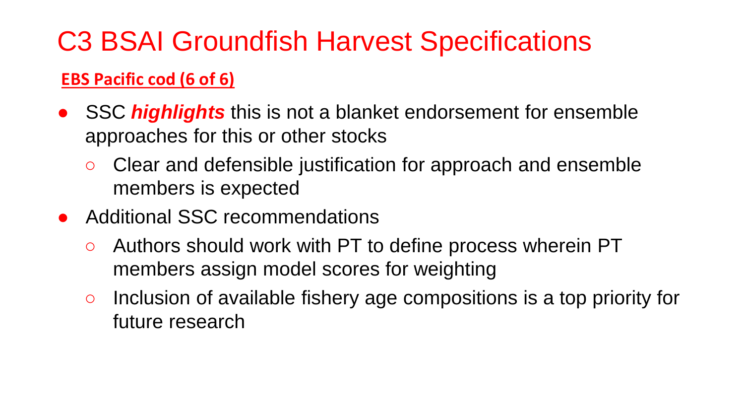# C3 BSAI Groundfish Harvest Specifications

**EBS Pacific cod (6 of 6)**

- SSC ***highlights*** this is not a blanket endorsement for ensemble approaches for this or other stocks
  - Clear and defensible justification for approach and ensemble members is expected
- Additional SSC recommendations
  - Authors should work with PT to define process wherein PT members assign model scores for weighting
  - Inclusion of available fishery age compositions is a top priority for future research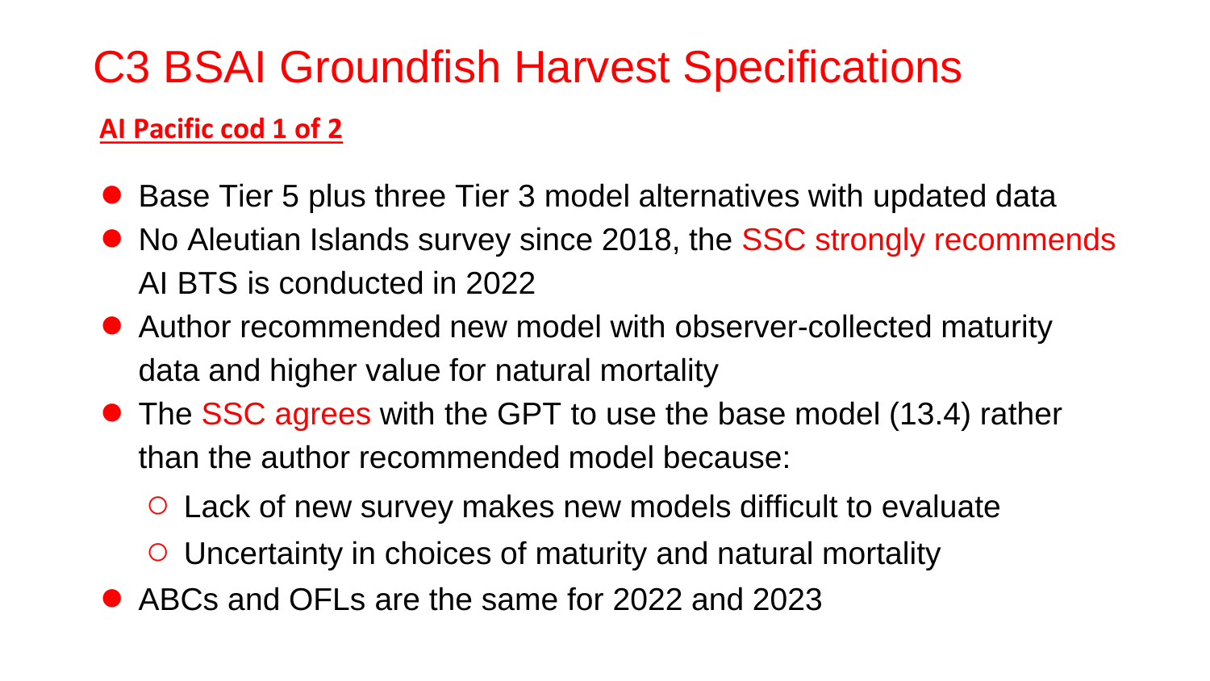# C3 BSAI Groundfish Harvest Specifications

**AI Pacific cod 1 of 2**

- Base Tier 5 plus three Tier 3 model alternatives with updated data
- No Aleutian Islands survey since 2018, the SSC strongly recommends AI BTS is conducted in 2022
- Author recommended new model with observer-collected maturity data and higher value for natural mortality
- The SSC agrees with the GPT to use the base model (13.4) rather than the author recommended model because:
  - Lack of new survey makes new models difficult to evaluate
  - Uncertainty in choices of maturity and natural mortality
- ABCs and OFLs are the same for 2022 and 2023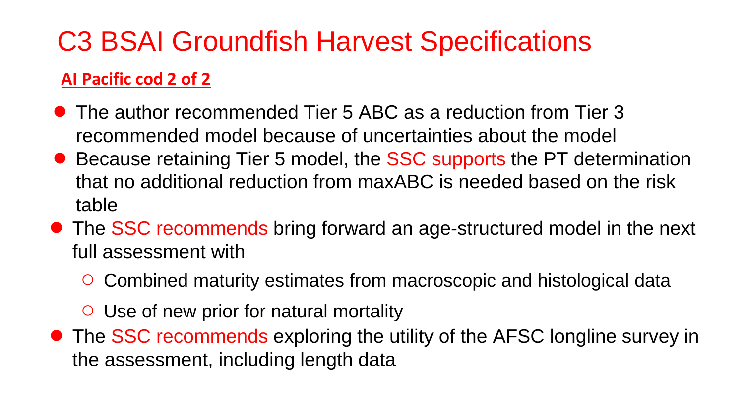# C3 BSAI Groundfish Harvest Specifications

**AI Pacific cod 2 of 2**

- The author recommended Tier 5 ABC as a reduction from Tier 3 recommended model because of uncertainties about the model
- Because retaining Tier 5 model, the SSC supports the PT determination that no additional reduction from maxABC is needed based on the risk table
- The SSC recommends bring forward an age-structured model in the next full assessment with
  - Combined maturity estimates from macroscopic and histological data
  - Use of new prior for natural mortality
- The SSC recommends exploring the utility of the AFSC longline survey in the assessment, including length data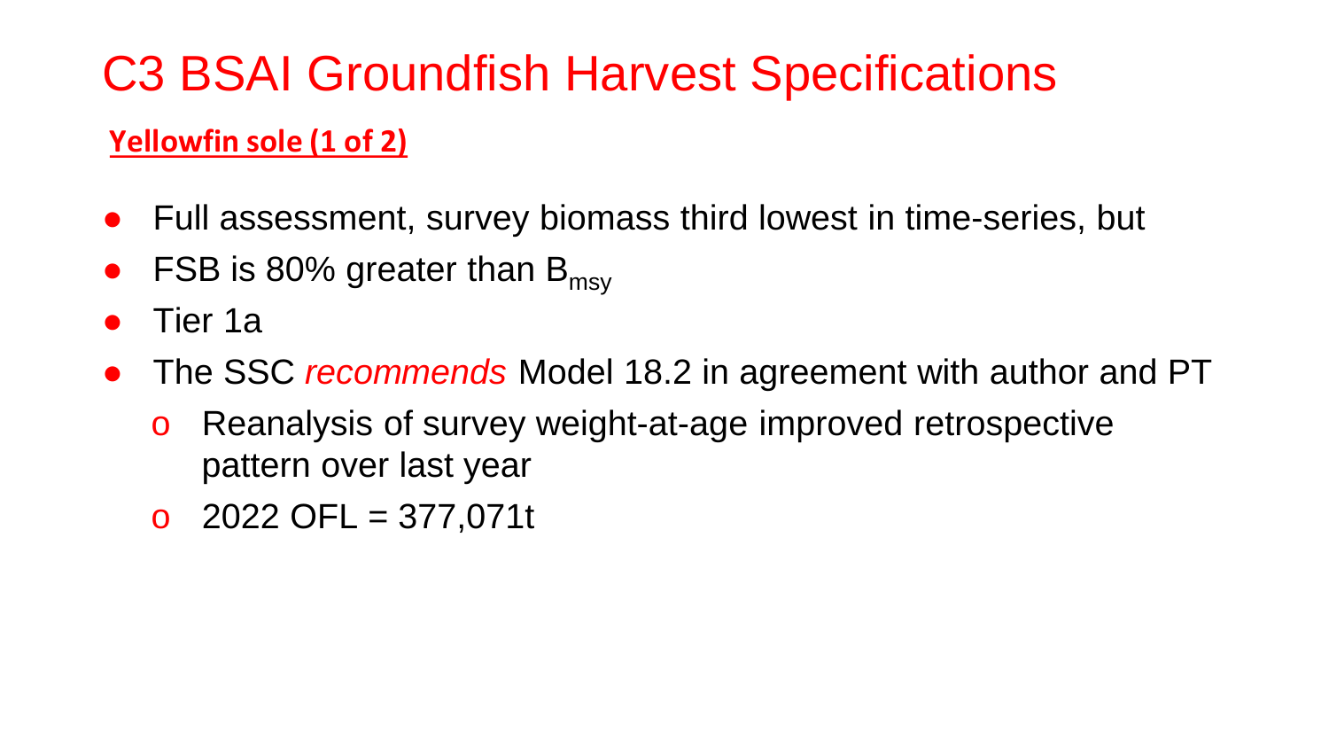# C3 BSAI Groundfish Harvest Specifications

**Yellowfin sole (1 of 2)**

- Full assessment, survey biomass third lowest in time-series, but
- FSB is 80% greater than $B_{msy}$
- Tier 1a
- The SSC *recommends* Model 18.2 in agreement with author and PT
  - Reanalysis of survey weight-at-age improved retrospective pattern over last year
  - 2022 OFL = 377,071t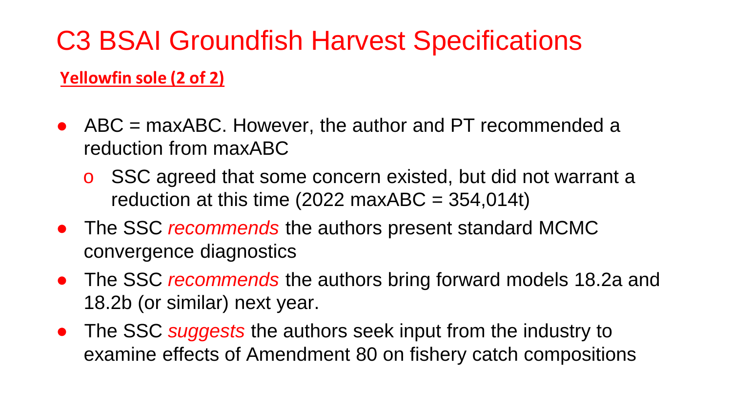# C3 BSAI Groundfish Harvest Specifications

**Yellowfin sole (2 of 2)**

- ABC = maxABC. However, the author and PT recommended a reduction from maxABC
  - SSC agreed that some concern existed, but did not warrant a reduction at this time (2022 maxABC = 354,014t)
- The SSC *recommends* the authors present standard MCMC convergence diagnostics
- The SSC *recommends* the authors bring forward models 18.2a and 18.2b (or similar) next year.
- The SSC *suggests* the authors seek input from the industry to examine effects of Amendment 80 on fishery catch compositions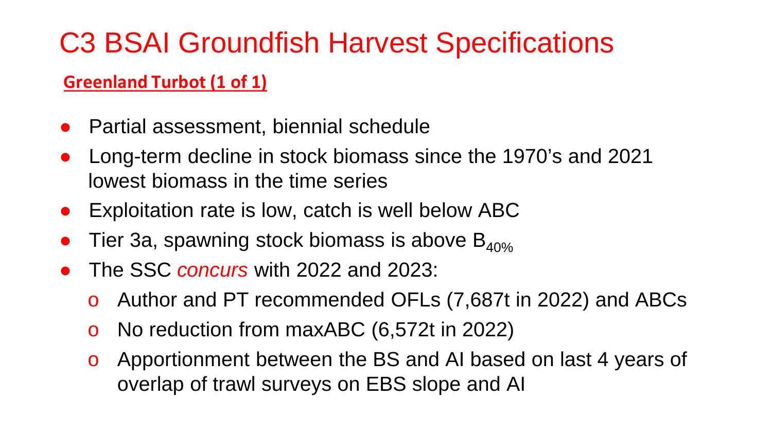# C3 BSAI Groundfish Harvest Specifications

**Greenland Turbot (1 of 1)**

- Partial assessment, biennial schedule
- Long-term decline in stock biomass since the 1970's and 2021 lowest biomass in the time series
- Exploitation rate is low, catch is well below ABC
- Tier 3a, spawning stock biomass is above $B_{40\%}$
- The SSC *concurs* with 2022 and 2023:
  - Author and PT recommended OFLs (7,687t in 2022) and ABCs
  - No reduction from maxABC (6,572t in 2022)
  - Apportionment between the BS and AI based on last 4 years of overlap of trawl surveys on EBS slope and AI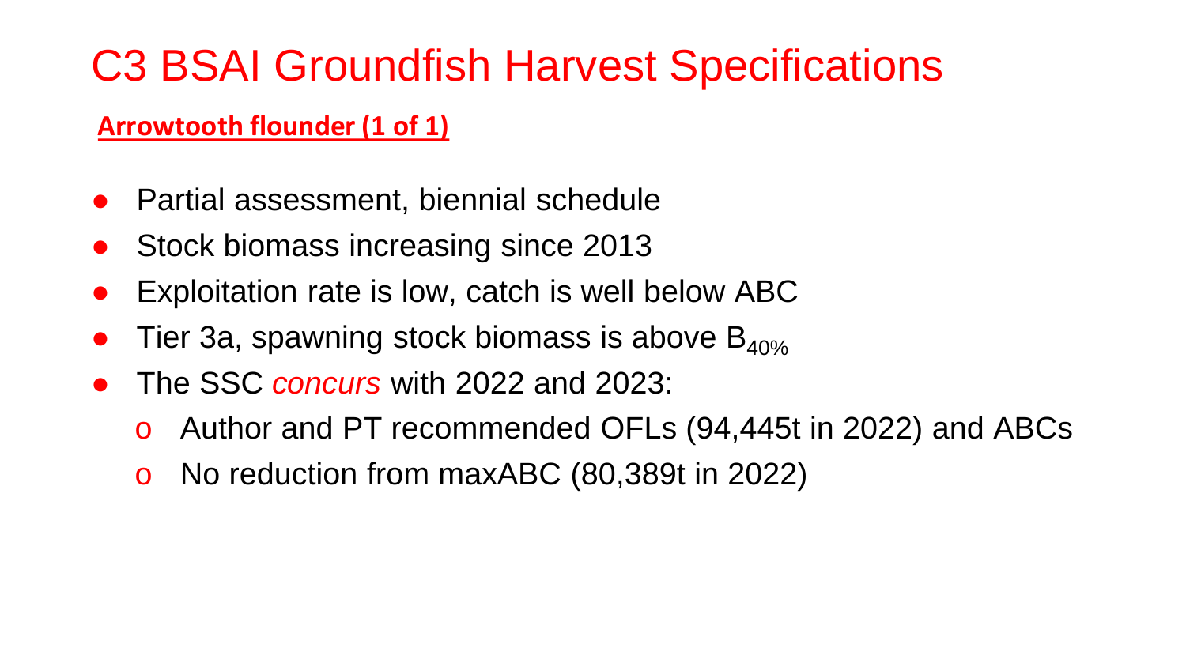# C3 BSAI Groundfish Harvest Specifications

**Arrowtooth flounder (1 of 1)**

- Partial assessment, biennial schedule
- Stock biomass increasing since 2013
- Exploitation rate is low, catch is well below ABC
- Tier 3a, spawning stock biomass is above $B_{40\%}$
- The SSC *concurs* with 2022 and 2023:
    - Author and PT recommended OFLs (94,445t in 2022) and ABCs
    - No reduction from maxABC (80,389t in 2022)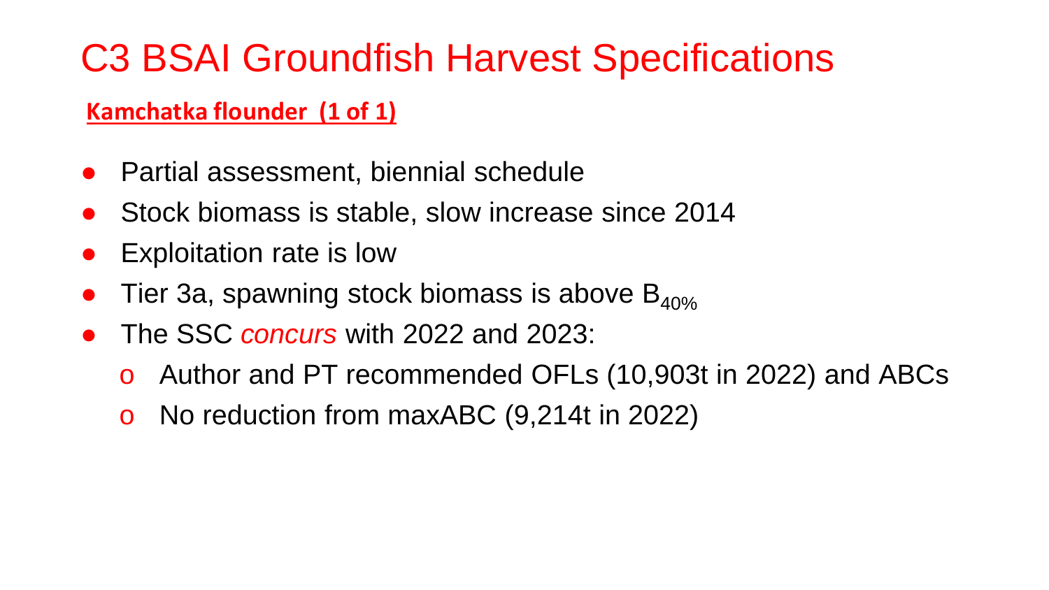# C3 BSAI Groundfish Harvest Specifications

**Kamchatka flounder (1 of 1)**

- Partial assessment, biennial schedule
- Stock biomass is stable, slow increase since 2014
- Exploitation rate is low
- Tier 3a, spawning stock biomass is above $B_{40\%}$
- The SSC *concurs* with 2022 and 2023:
  - Author and PT recommended OFLs (10,903t in 2022) and ABCs
  - No reduction from maxABC (9,214t in 2022)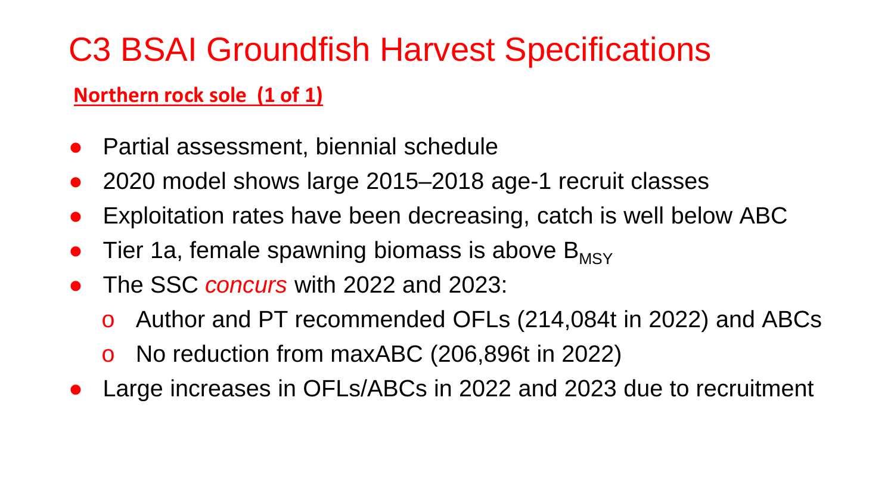# C3 BSAI Groundfish Harvest Specifications

**Northern rock sole (1 of 1)**

- Partial assessment, biennial schedule
- 2020 model shows large 2015–2018 age-1 recruit classes
- Exploitation rates have been decreasing, catch is well below ABC
- Tier 1a, female spawning biomass is above $B_{MSY}$
- The SSC *concurs* with 2022 and 2023:
  - Author and PT recommended OFLs (214,084t in 2022) and ABCs
  - No reduction from maxABC (206,896t in 2022)
- Large increases in OFLs/ABCs in 2022 and 2023 due to recruitment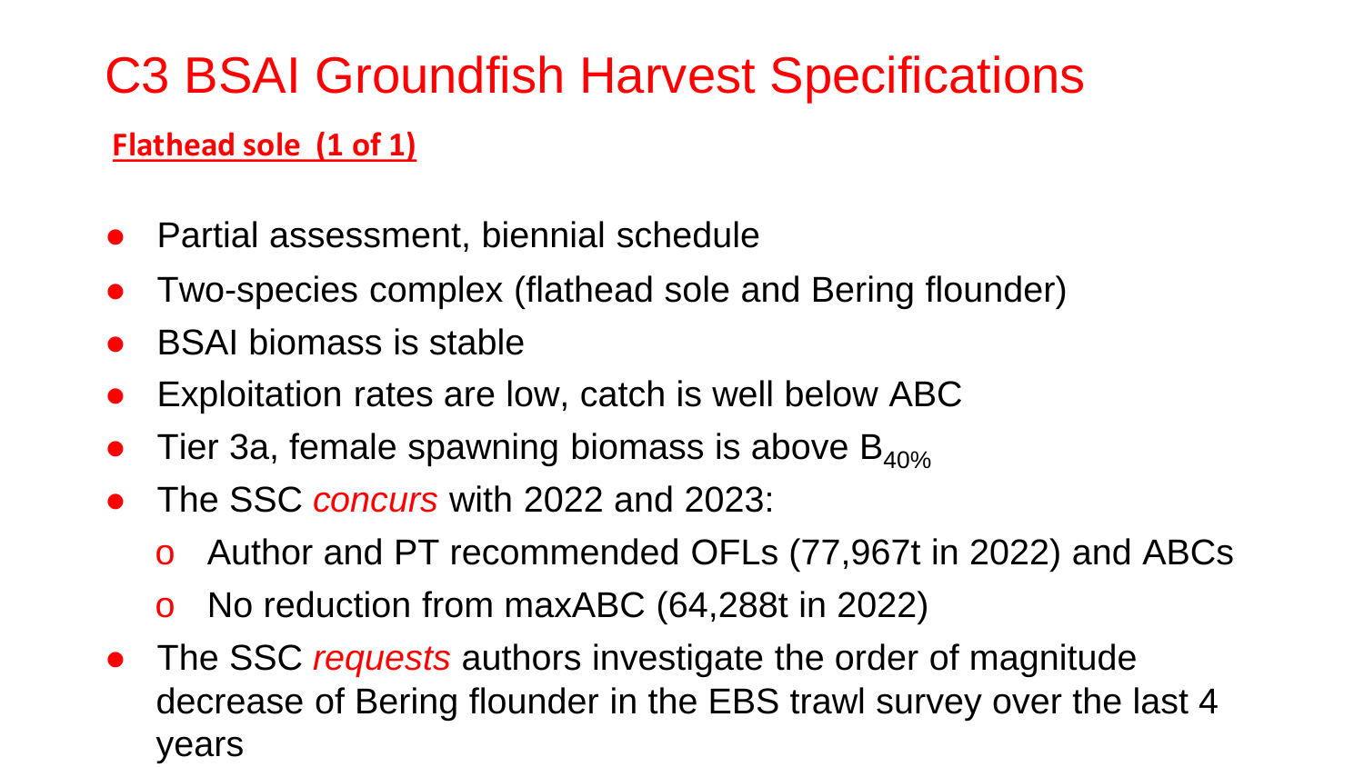# C3 BSAI Groundfish Harvest Specifications

**Flathead sole (1 of 1)**

- Partial assessment, biennial schedule
- Two-species complex (flathead sole and Bering flounder)
- BSAI biomass is stable
- Exploitation rates are low, catch is well below ABC
- Tier 3a, female spawning biomass is above $B_{40\%}$
- The SSC *concurs* with 2022 and 2023:
  - Author and PT recommended OFLs (77,967t in 2022) and ABCs
  - No reduction from maxABC (64,288t in 2022)
- The SSC *requests* authors investigate the order of magnitude decrease of Bering flounder in the EBS trawl survey over the last 4 years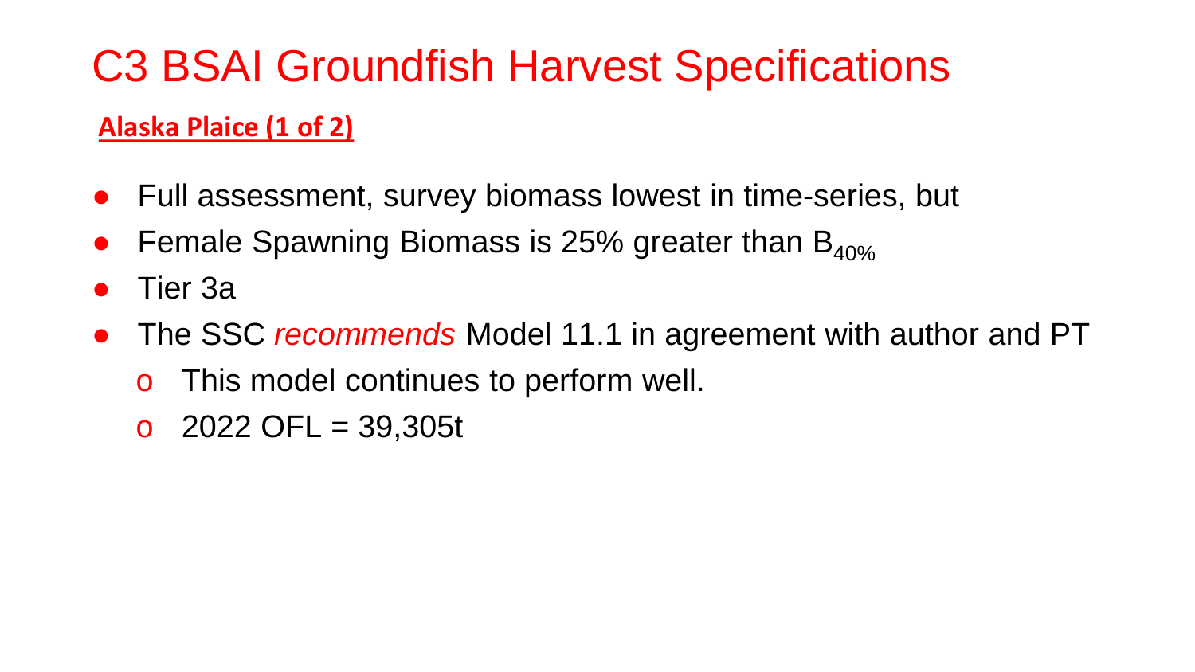# C3 BSAI Groundfish Harvest Specifications

**Alaska Plaice (1 of 2)**

- Full assessment, survey biomass lowest in time-series, but
- Female Spawning Biomass is 25% greater than $B_{40\%}$
- Tier 3a
- The SSC *recommends* Model 11.1 in agreement with author and PT
  - This model continues to perform well.
  - 2022 OFL = 39,305t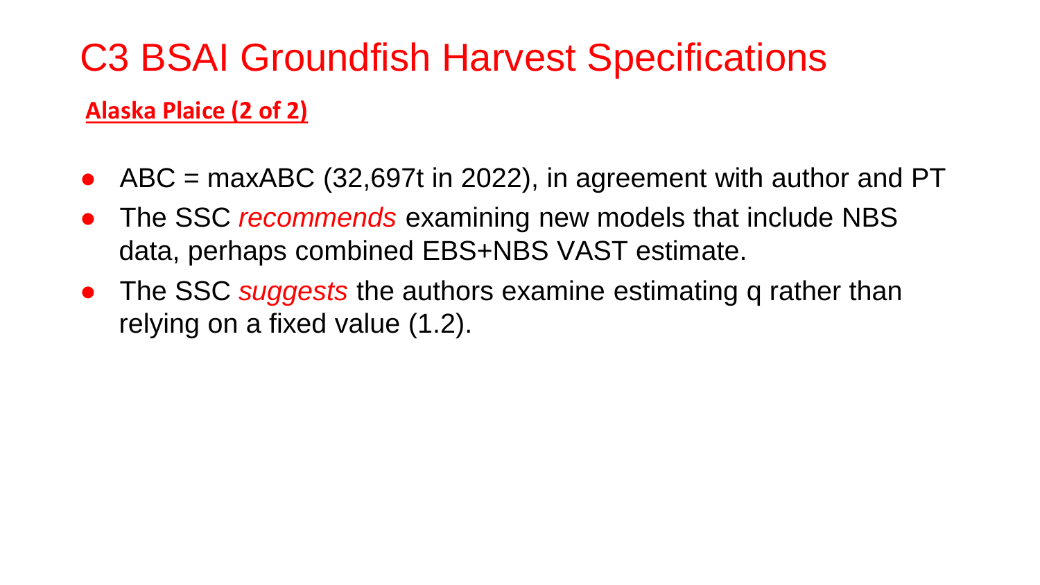# C3 BSAI Groundfish Harvest Specifications

**Alaska Plaice (2 of 2)**

- ABC = maxABC (32,697t in 2022), in agreement with author and PT
- The SSC *recommends* examining new models that include NBS data, perhaps combined EBS+NBS VAST estimate.
- The SSC *suggests* the authors examine estimating q rather than relying on a fixed value (1.2).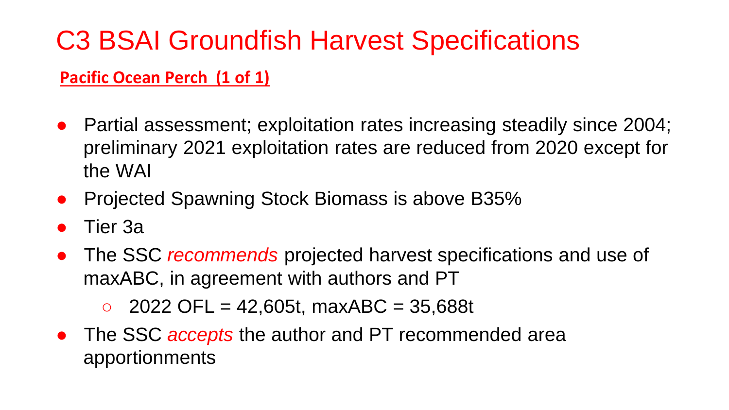# C3 BSAI Groundfish Harvest Specifications

## Pacific Ocean Perch (1 of 1)

- Partial assessment; exploitation rates increasing steadily since 2004; preliminary 2021 exploitation rates are reduced from 2020 except for the WAI
- Projected Spawning Stock Biomass is above B35%
- Tier 3a
- The SSC *recommends* projected harvest specifications and use of maxABC, in agreement with authors and PT
  - 2022 OFL = 42,605t, maxABC = 35,688t
- The SSC *accepts* the author and PT recommended area apportionments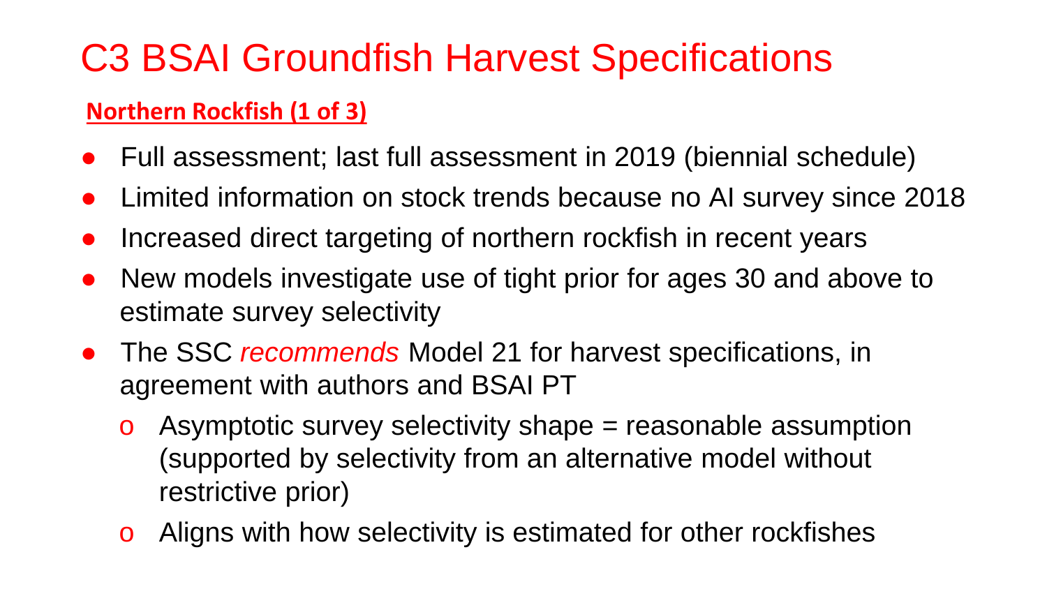# C3 BSAI Groundfish Harvest Specifications

## **Northern Rockfish (1 of 3)**

- Full assessment; last full assessment in 2019 (biennial schedule)
- Limited information on stock trends because no AI survey since 2018
- Increased direct targeting of northern rockfish in recent years
- New models investigate use of tight prior for ages 30 and above to estimate survey selectivity
- The SSC *recommends* Model 21 for harvest specifications, in agreement with authors and BSAI PT
  - Asymptotic survey selectivity shape = reasonable assumption (supported by selectivity from an alternative model without restrictive prior)
  - Aligns with how selectivity is estimated for other rockfishes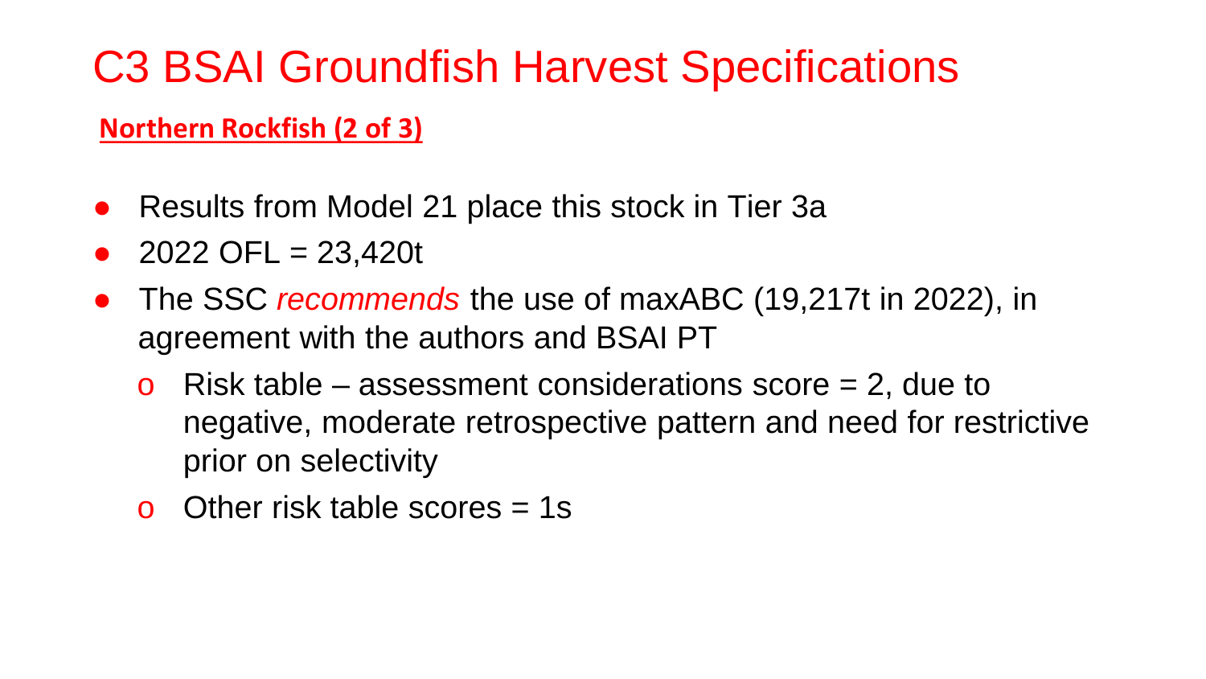# C3 BSAI Groundfish Harvest Specifications

**Northern Rockfish (2 of 3)**

- Results from Model 21 place this stock in Tier 3a
- 2022 OFL = 23,420t
- The SSC *recommends* the use of maxABC (19,217t in 2022), in agreement with the authors and BSAI PT
  - Risk table – assessment considerations score = 2, due to negative, moderate retrospective pattern and need for restrictive prior on selectivity
  - Other risk table scores = 1s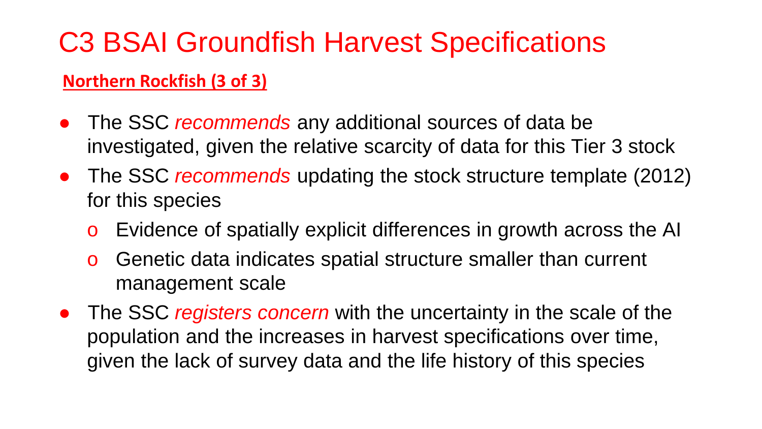# C3 BSAI Groundfish Harvest Specifications

**Northern Rockfish (3 of 3)**

- The SSC *recommends* any additional sources of data be investigated, given the relative scarcity of data for this Tier 3 stock
- The SSC *recommends* updating the stock structure template (2012) for this species
    - Evidence of spatially explicit differences in growth across the AI
    - Genetic data indicates spatial structure smaller than current management scale
- The SSC *registers concern* with the uncertainty in the scale of the population and the increases in harvest specifications over time, given the lack of survey data and the life history of this species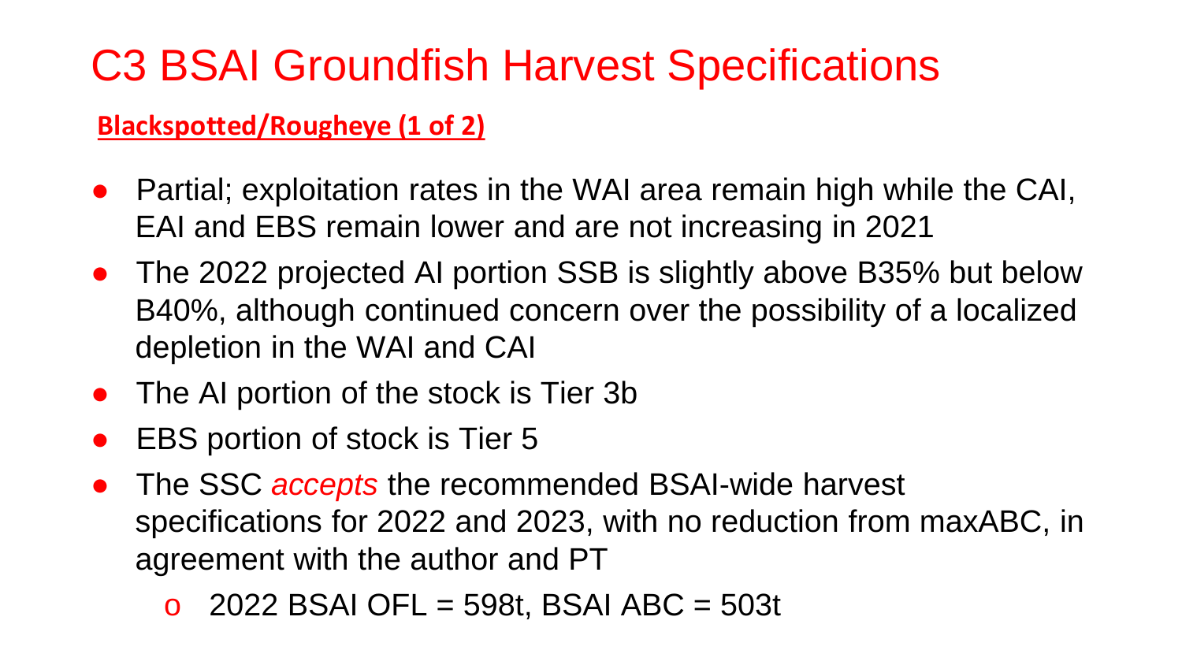# C3 BSAI Groundfish Harvest Specifications

**Blackspotted/Rougheye (1 of 2)**

- Partial; exploitation rates in the WAI area remain high while the CAI, EAI and EBS remain lower and are not increasing in 2021
- The 2022 projected AI portion SSB is slightly above B35% but below B40%, although continued concern over the possibility of a localized depletion in the WAI and CAI
- The AI portion of the stock is Tier 3b
- EBS portion of stock is Tier 5
- The SSC *accepts* the recommended BSAI-wide harvest specifications for 2022 and 2023, with no reduction from maxABC, in agreement with the author and PT
  - 2022 BSAI OFL = 598t, BSAI ABC = 503t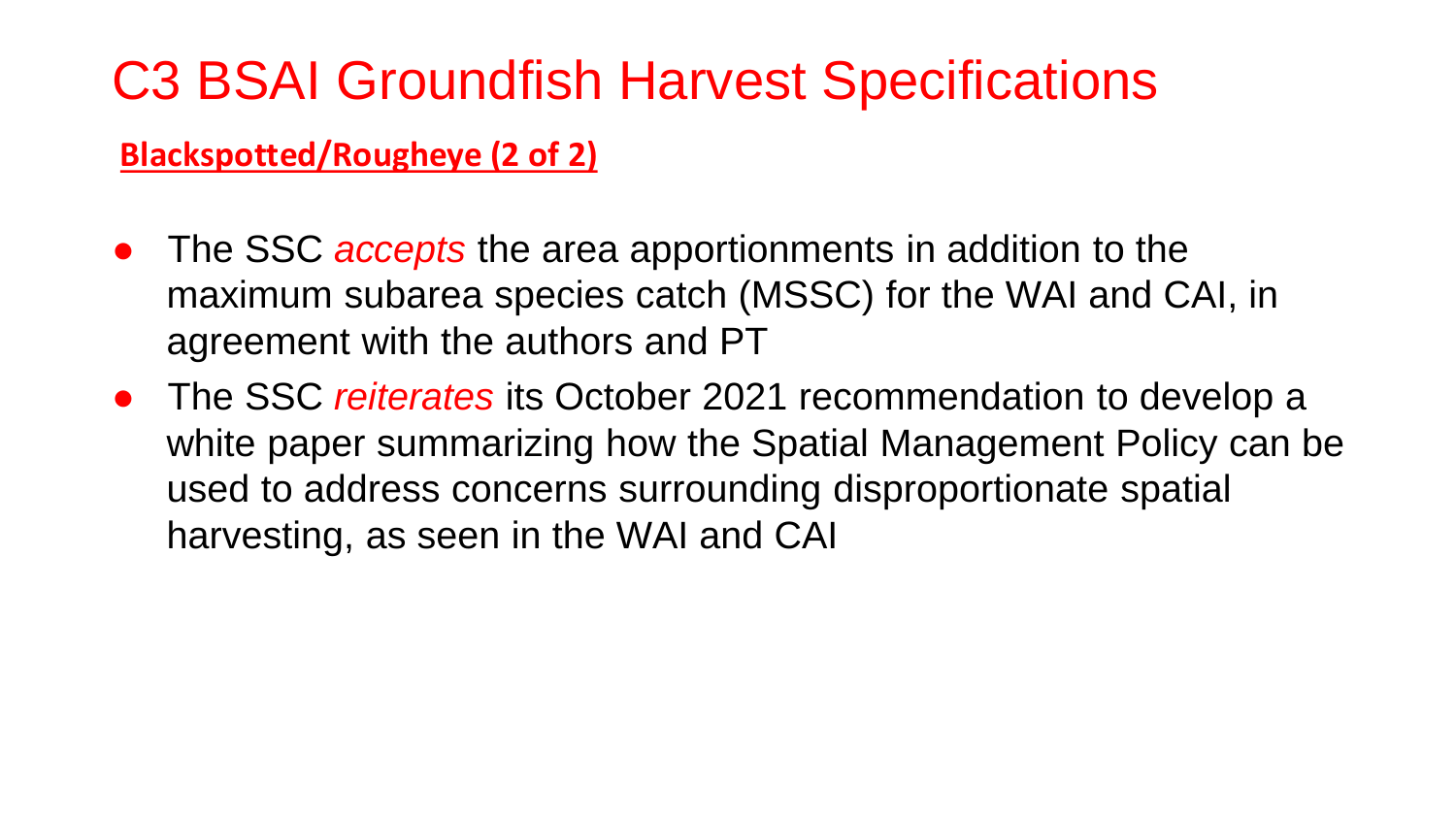# C3 BSAI Groundfish Harvest Specifications

**Blackspotted/Rougheye (2 of 2)**

- The SSC *accepts* the area apportionments in addition to the maximum subarea species catch (MSSC) for the WAI and CAI, in agreement with the authors and PT
- The SSC *reiterates* its October 2021 recommendation to develop a white paper summarizing how the Spatial Management Policy can be used to address concerns surrounding disproportionate spatial harvesting, as seen in the WAI and CAI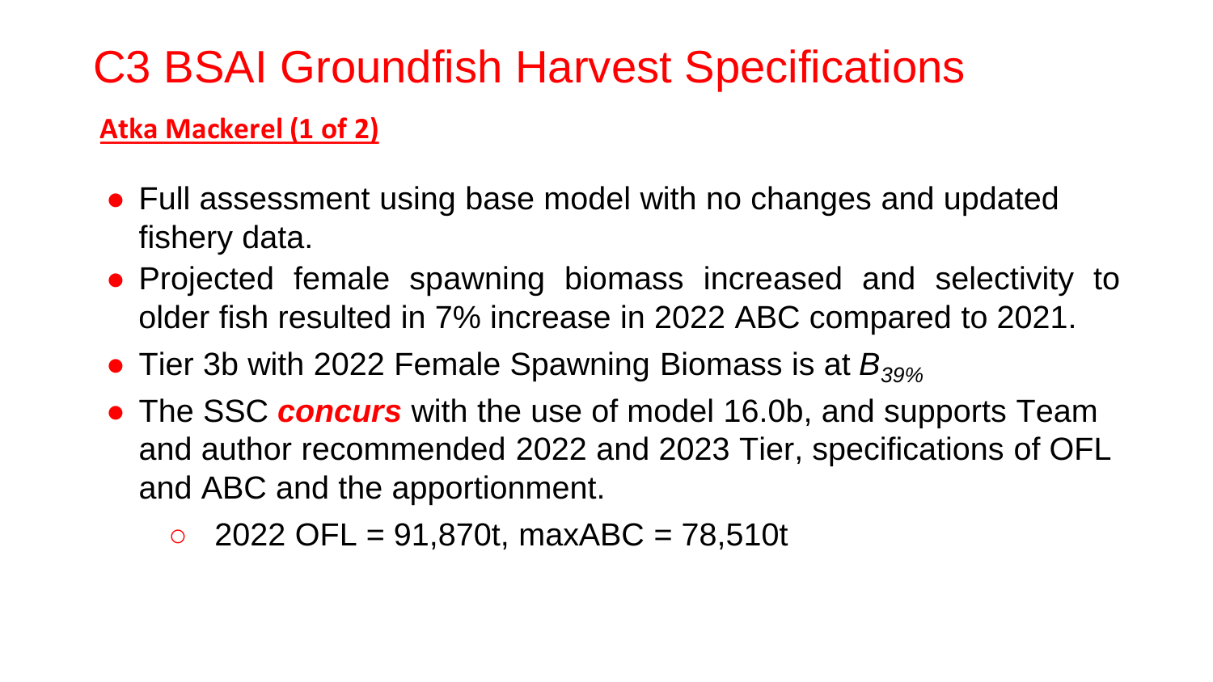# C3 BSAI Groundfish Harvest Specifications

**Atka Mackerel (1 of 2)**

- Full assessment using base model with no changes and updated fishery data.
- Projected female spawning biomass increased and selectivity to older fish resulted in 7% increase in 2022 ABC compared to 2021.
- Tier 3b with 2022 Female Spawning Biomass is at $B_{39\%}$
- The SSC ***concurs*** with the use of model 16.0b, and supports Team and author recommended 2022 and 2023 Tier, specifications of OFL and ABC and the apportionment.
  - 2022 OFL = 91,870t, maxABC = 78,510t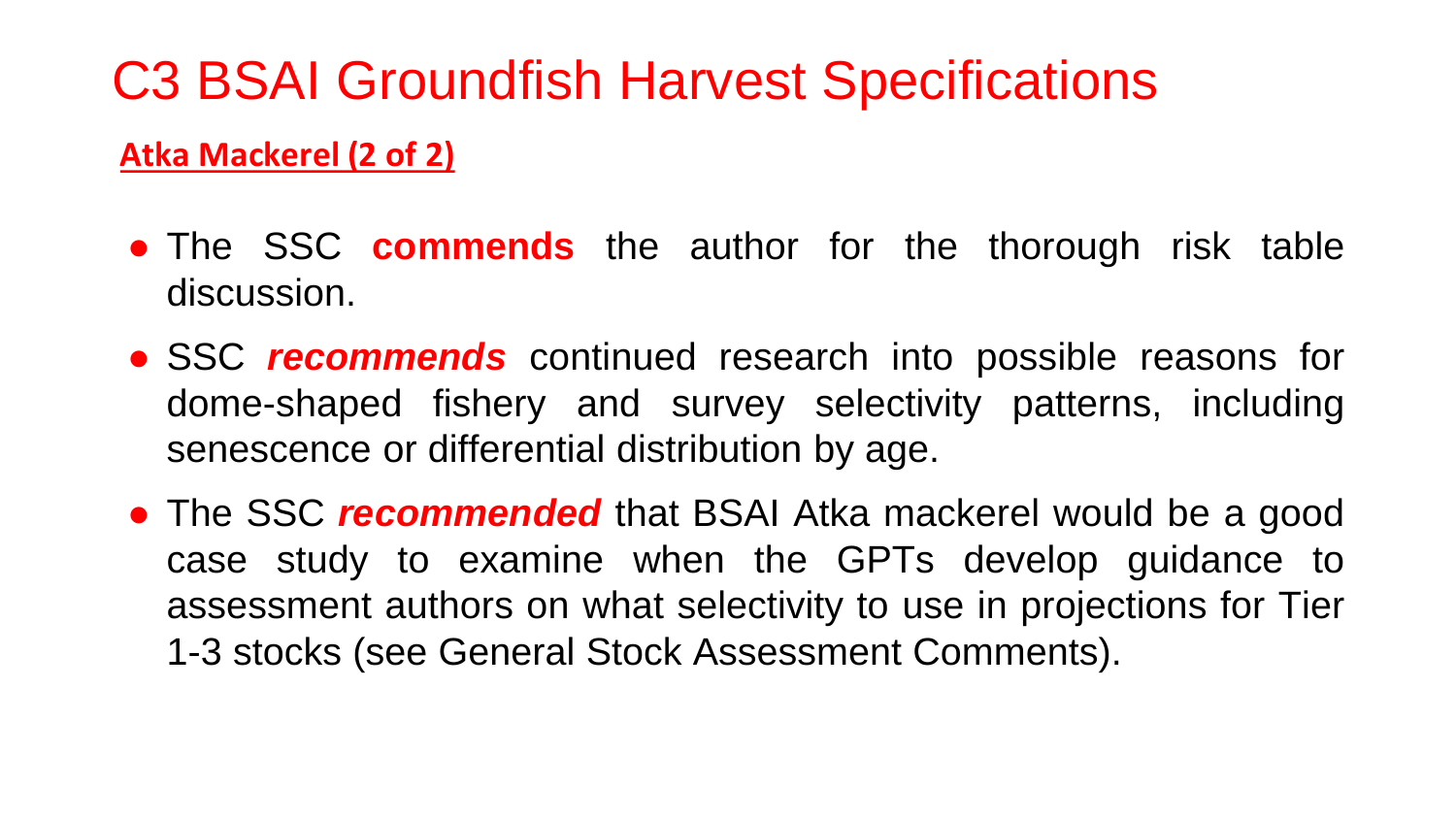# C3 BSAI Groundfish Harvest Specifications

**Atka Mackerel (2 of 2)**

- The SSC **commends** the author for the thorough risk table discussion.
- SSC ***recommends*** continued research into possible reasons for dome-shaped fishery and survey selectivity patterns, including senescence or differential distribution by age.
- The SSC ***recommended*** that BSAI Atka mackerel would be a good case study to examine when the GPTs develop guidance to assessment authors on what selectivity to use in projections for Tier 1-3 stocks (see General Stock Assessment Comments).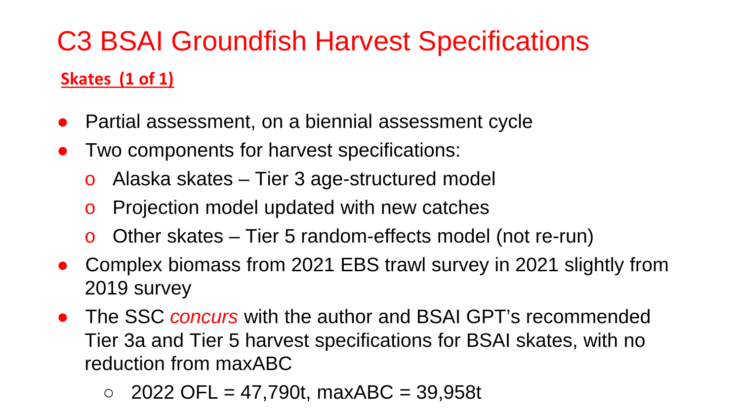# C3 BSAI Groundfish Harvest Specifications

**Skates (1 of 1)**

- Partial assessment, on a biennial assessment cycle
- Two components for harvest specifications:
  - Alaska skates – Tier 3 age-structured model
  - Projection model updated with new catches
  - Other skates – Tier 5 random-effects model (not re-run)
- Complex biomass from 2021 EBS trawl survey in 2021 slightly from 2019 survey
- The SSC *concurs* with the author and BSAI GPT's recommended Tier 3a and Tier 5 harvest specifications for BSAI skates, with no reduction from maxABC
  - 2022 OFL = 47,790t, maxABC = 39,958t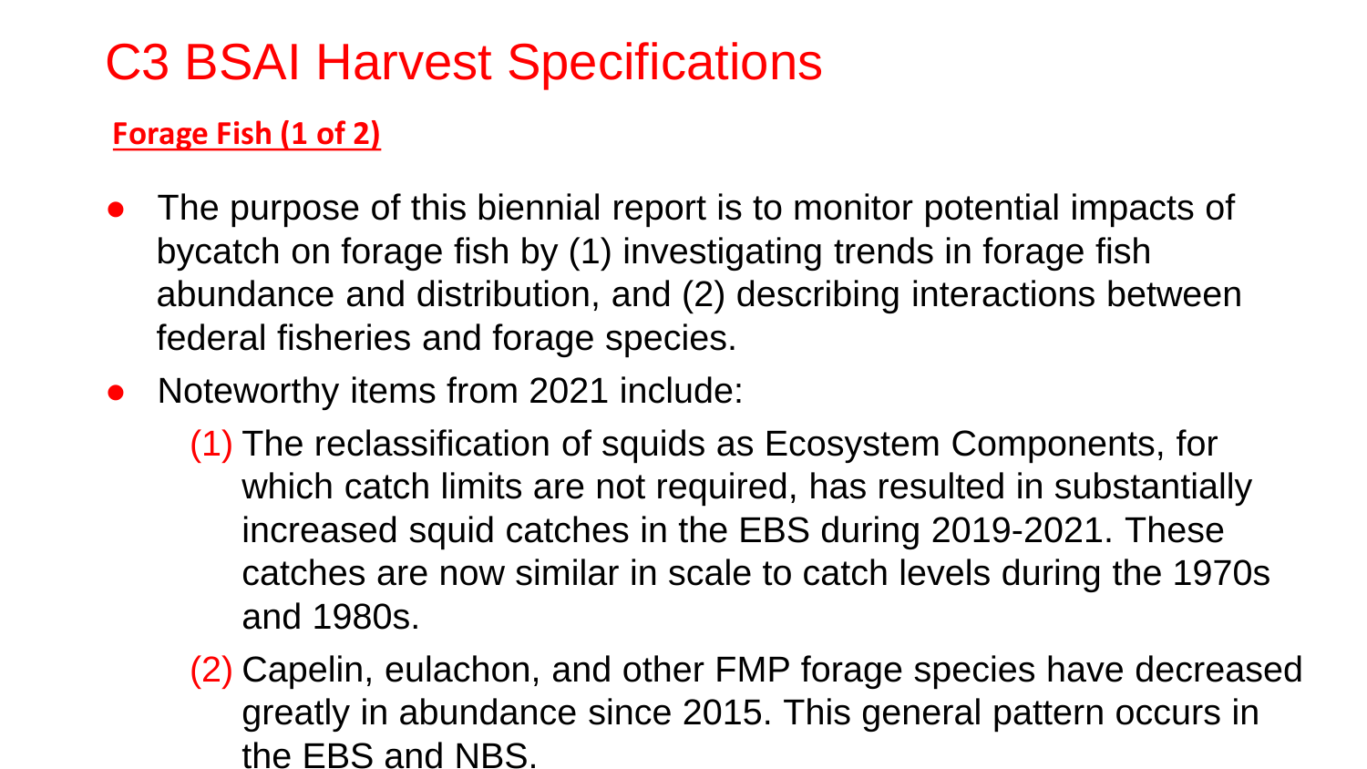# C3 BSAI Harvest Specifications

**Forage Fish (1 of 2)**

- The purpose of this biennial report is to monitor potential impacts of bycatch on forage fish by (1) investigating trends in forage fish abundance and distribution, and (2) describing interactions between federal fisheries and forage species.
- Noteworthy items from 2021 include:
  1. The reclassification of squids as Ecosystem Components, for which catch limits are not required, has resulted in substantially increased squid catches in the EBS during 2019-2021. These catches are now similar in scale to catch levels during the 1970s and 1980s.
  2. Capelin, eulachon, and other FMP forage species have decreased greatly in abundance since 2015. This general pattern occurs in the EBS and NBS.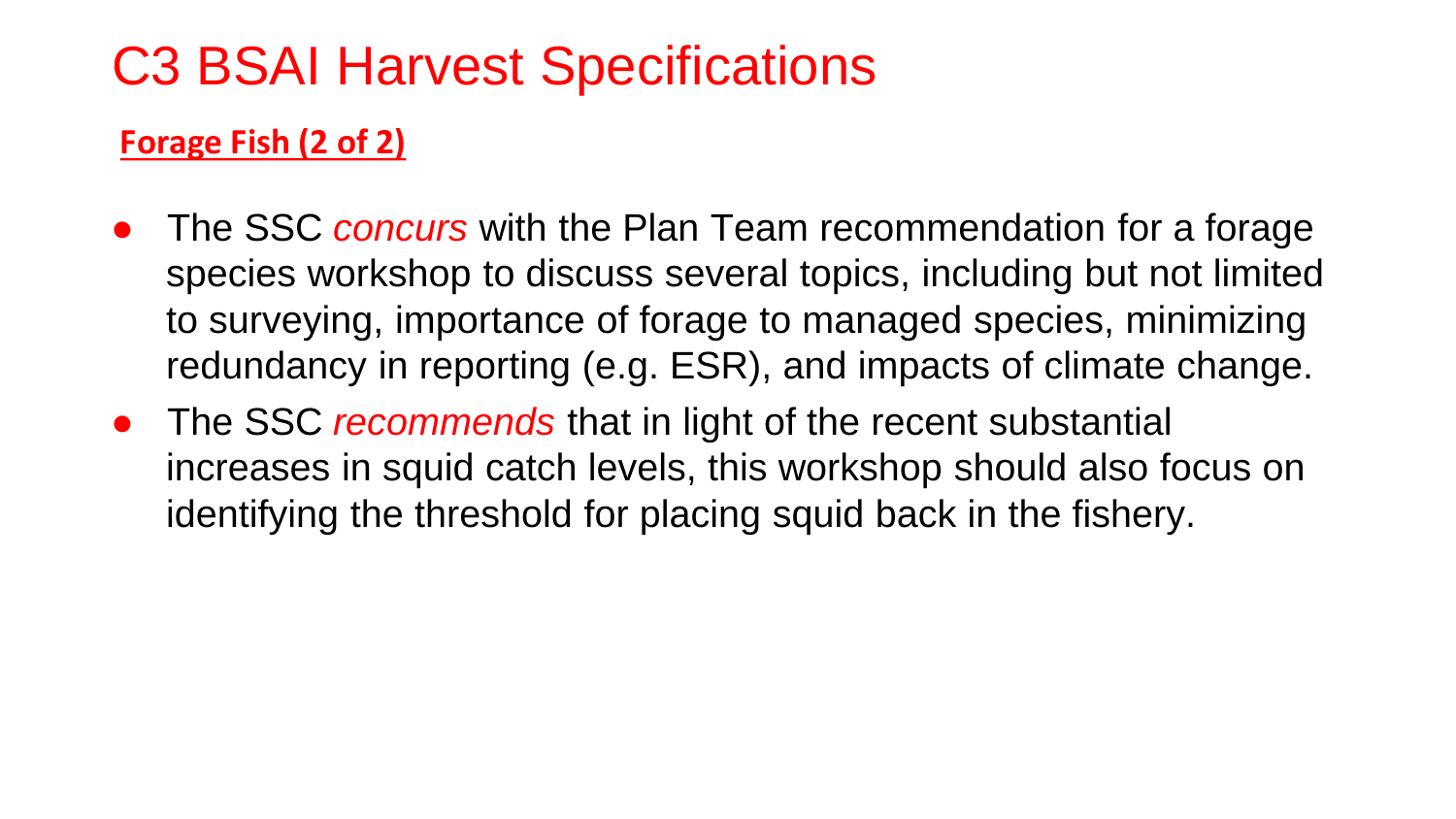# C3 BSAI Harvest Specifications

**Forage Fish (2 of 2)**

- The SSC *concurs* with the Plan Team recommendation for a forage species workshop to discuss several topics, including but not limited to surveying, importance of forage to managed species, minimizing redundancy in reporting (e.g. ESR), and impacts of climate change.
- The SSC *recommends* that in light of the recent substantial increases in squid catch levels, this workshop should also focus on identifying the threshold for placing squid back in the fishery.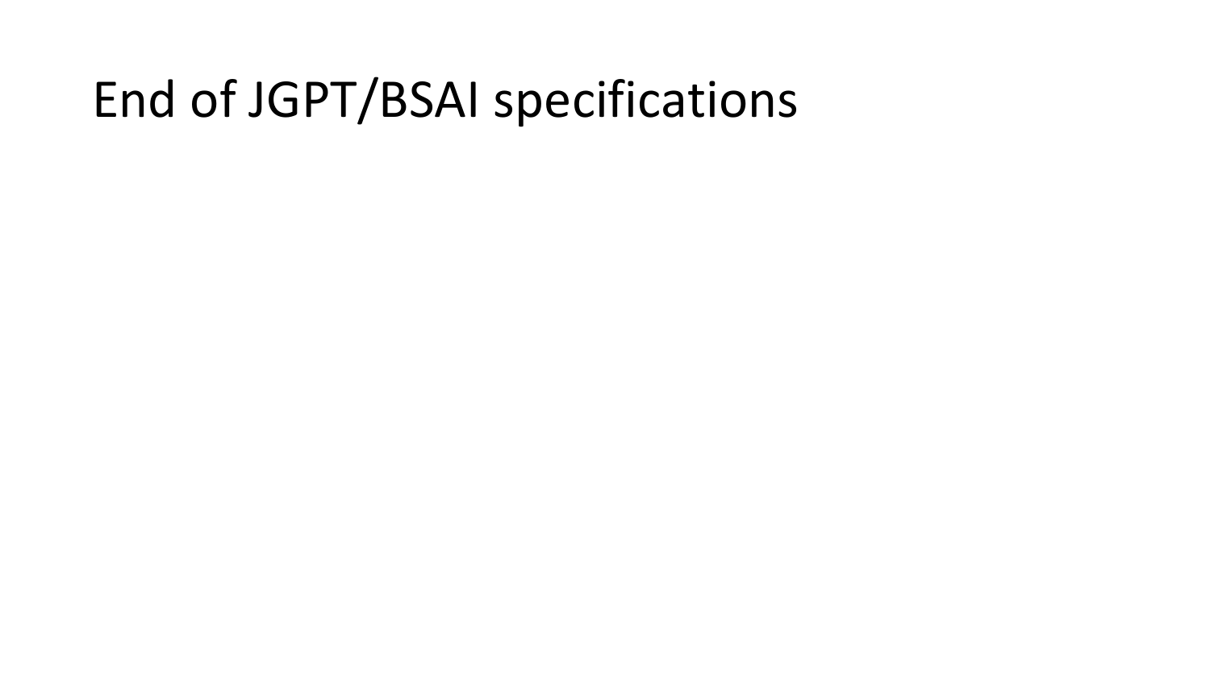# End of JGPT/BSAI specifications